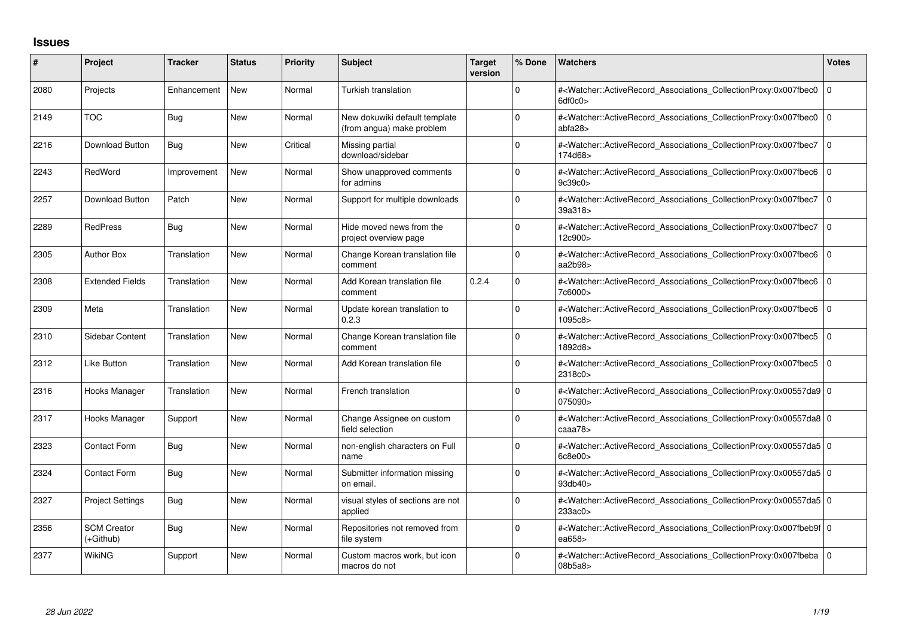## Issues

| # | Project | Tracker | Status | Priority | Subject | Target version | % Done | Watchers | Votes |
|---|---|---|---|---|---|---|---|---|---|
| 2080 | Projects | Enhancement | New | Normal | Turkish translation | | 0 | #<Watcher::ActiveRecord_Associations_CollectionProxy:0x007fbec06df0c0> | 0 |
| 2149 | TOC | Bug | New | Normal | New dokuwiki default template (from angua) make problem | | 0 | #<Watcher::ActiveRecord_Associations_CollectionProxy:0x007fbec0abfa28> | 0 |
| 2216 | Download Button | Bug | New | Critical | Missing partial download/sidebar | | 0 | #<Watcher::ActiveRecord_Associations_CollectionProxy:0x007fbec7174d68> | 0 |
| 2243 | RedWord | Improvement | New | Normal | Show unapproved comments for admins | | 0 | #<Watcher::ActiveRecord_Associations_CollectionProxy:0x007fbec69c39c0> | 0 |
| 2257 | Download Button | Patch | New | Normal | Support for multiple downloads | | 0 | #<Watcher::ActiveRecord_Associations_CollectionProxy:0x007fbec739a318> | 0 |
| 2289 | RedPress | Bug | New | Normal | Hide moved news from the project overview page | | 0 | #<Watcher::ActiveRecord_Associations_CollectionProxy:0x007fbec712c900> | 0 |
| 2305 | Author Box | Translation | New | Normal | Change Korean translation file comment | | 0 | #<Watcher::ActiveRecord_Associations_CollectionProxy:0x007fbec6aa2b98> | 0 |
| 2308 | Extended Fields | Translation | New | Normal | Add Korean translation file comment | 0.2.4 | 0 | #<Watcher::ActiveRecord_Associations_CollectionProxy:0x007fbec67c6000> | 0 |
| 2309 | Meta | Translation | New | Normal | Update korean translation to 0.2.3 | | 0 | #<Watcher::ActiveRecord_Associations_CollectionProxy:0x007fbec61095c8> | 0 |
| 2310 | Sidebar Content | Translation | New | Normal | Change Korean translation file comment | | 0 | #<Watcher::ActiveRecord_Associations_CollectionProxy:0x007fbec51892d8> | 0 |
| 2312 | Like Button | Translation | New | Normal | Add Korean translation file | | 0 | #<Watcher::ActiveRecord_Associations_CollectionProxy:0x007fbec52318c0> | 0 |
| 2316 | Hooks Manager | Translation | New | Normal | French translation | | 0 | #<Watcher::ActiveRecord_Associations_CollectionProxy:0x00557da9075090> | 0 |
| 2317 | Hooks Manager | Support | New | Normal | Change Assignee on custom field selection | | 0 | #<Watcher::ActiveRecord_Associations_CollectionProxy:0x00557da8caaa78> | 0 |
| 2323 | Contact Form | Bug | New | Normal | non-english characters on Full name | | 0 | #<Watcher::ActiveRecord_Associations_CollectionProxy:0x00557da56c8e00> | 0 |
| 2324 | Contact Form | Bug | New | Normal | Submitter information missing on email. | | 0 | #<Watcher::ActiveRecord_Associations_CollectionProxy:0x00557da593db40> | 0 |
| 2327 | Project Settings | Bug | New | Normal | visual styles of sections are not applied | | 0 | #<Watcher::ActiveRecord_Associations_CollectionProxy:0x00557da5233ac0> | 0 |
| 2356 | SCM Creator (+Github) | Bug | New | Normal | Repositories not removed from file system | | 0 | #<Watcher::ActiveRecord_Associations_CollectionProxy:0x007fbeb9fea658> | 0 |
| 2377 | WikiNG | Support | New | Normal | Custom macros work, but icon macros do not | | 0 | #<Watcher::ActiveRecord_Associations_CollectionProxy:0x007fbeba08b5a8> | 0 |

*28 Jun 2022*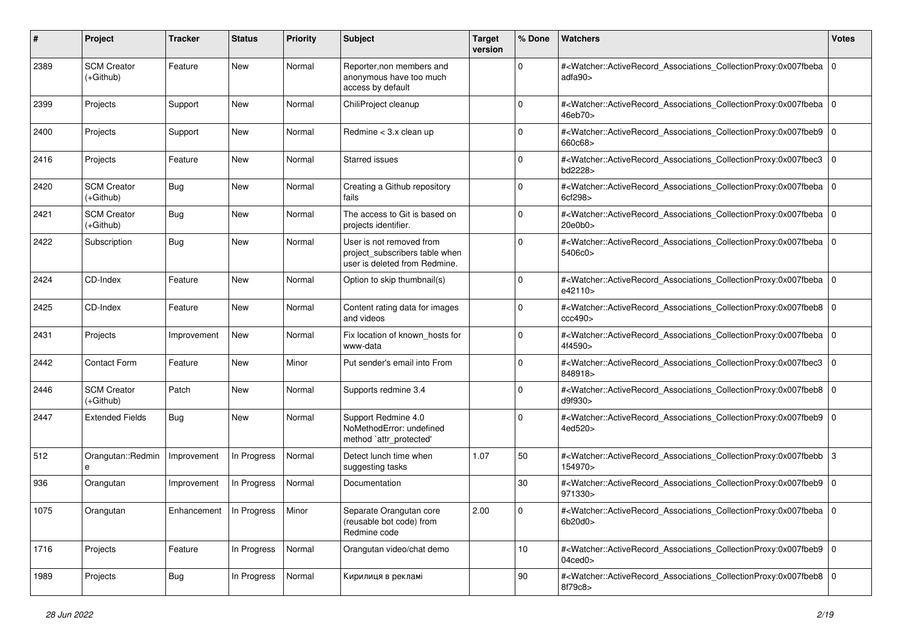| # | Project | Tracker | Status | Priority | Subject | Target version | % Done | Watchers | Votes |
|---|---|---|---|---|---|---|---|---|---|
| 2389 | SCM Creator (+Github) | Feature | New | Normal | Reporter,non members and anonymous have too much access by default | | 0 | #<Watcher::ActiveRecord_Associations_CollectionProxy:0x007fbeba adfa90> | 0 |
| 2399 | Projects | Support | New | Normal | ChiliProject cleanup | | 0 | #<Watcher::ActiveRecord_Associations_CollectionProxy:0x007fbeba 46eb70> | 0 |
| 2400 | Projects | Support | New | Normal | Redmine < 3.x clean up | | 0 | #<Watcher::ActiveRecord_Associations_CollectionProxy:0x007fbeb9 660c68> | 0 |
| 2416 | Projects | Feature | New | Normal | Starred issues | | 0 | #<Watcher::ActiveRecord_Associations_CollectionProxy:0x007fbec3 bd2228> | 0 |
| 2420 | SCM Creator (+Github) | Bug | New | Normal | Creating a Github repository fails | | 0 | #<Watcher::ActiveRecord_Associations_CollectionProxy:0x007fbeba 6cf298> | 0 |
| 2421 | SCM Creator (+Github) | Bug | New | Normal | The access to Git is based on projects identifier. | | 0 | #<Watcher::ActiveRecord_Associations_CollectionProxy:0x007fbeba 20e0b0> | 0 |
| 2422 | Subscription | Bug | New | Normal | User is not removed from project_subscribers table when user is deleted from Redmine. | | 0 | #<Watcher::ActiveRecord_Associations_CollectionProxy:0x007fbeba 5406c0> | 0 |
| 2424 | CD-Index | Feature | New | Normal | Option to skip thumbnail(s) | | 0 | #<Watcher::ActiveRecord_Associations_CollectionProxy:0x007fbeba e42110> | 0 |
| 2425 | CD-Index | Feature | New | Normal | Content rating data for images and videos | | 0 | #<Watcher::ActiveRecord_Associations_CollectionProxy:0x007fbeb8 ccc490> | 0 |
| 2431 | Projects | Improvement | New | Normal | Fix location of known_hosts for www-data | | 0 | #<Watcher::ActiveRecord_Associations_CollectionProxy:0x007fbeba 4f4590> | 0 |
| 2442 | Contact Form | Feature | New | Minor | Put sender's email into From | | 0 | #<Watcher::ActiveRecord_Associations_CollectionProxy:0x007fbec3 848918> | 0 |
| 2446 | SCM Creator (+Github) | Patch | New | Normal | Supports redmine 3.4 | | 0 | #<Watcher::ActiveRecord_Associations_CollectionProxy:0x007fbeb8 d9f930> | 0 |
| 2447 | Extended Fields | Bug | New | Normal | Support Redmine 4.0 NoMethodError: undefined method `attr_protected' | | 0 | #<Watcher::ActiveRecord_Associations_CollectionProxy:0x007fbeb9 4ed520> | 0 |
| 512 | Orangutan::Redmine | Improvement | In Progress | Normal | Detect lunch time when suggesting tasks | 1.07 | 50 | #<Watcher::ActiveRecord_Associations_CollectionProxy:0x007fbebb 154970> | 3 |
| 936 | Orangutan | Improvement | In Progress | Normal | Documentation | | 30 | #<Watcher::ActiveRecord_Associations_CollectionProxy:0x007fbeb9 971330> | 0 |
| 1075 | Orangutan | Enhancement | In Progress | Minor | Separate Orangutan core (reusable bot code) from Redmine code | 2.00 | 0 | #<Watcher::ActiveRecord_Associations_CollectionProxy:0x007fbeba 6b20d0> | 0 |
| 1716 | Projects | Feature | In Progress | Normal | Orangutan video/chat demo | | 10 | #<Watcher::ActiveRecord_Associations_CollectionProxy:0x007fbeb9 04ced0> | 0 |
| 1989 | Projects | Bug | In Progress | Normal | Кирилиця в рекламі | | 90 | #<Watcher::ActiveRecord_Associations_CollectionProxy:0x007fbeb8 8f79c8> | 0 |

*28 Jun 2022*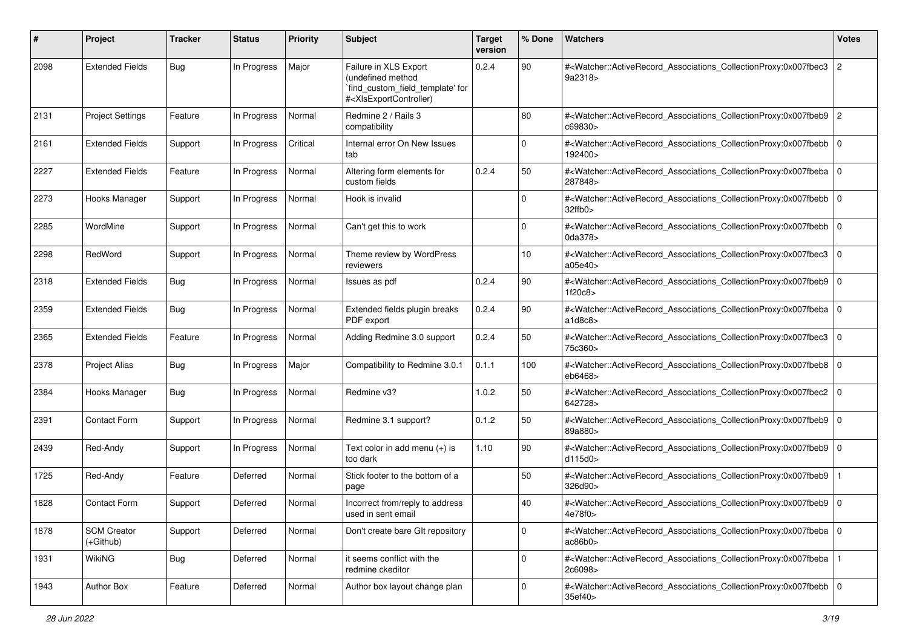| # | Project | Tracker | Status | Priority | Subject | Target version | % Done | Watchers | Votes |
|---|---|---|---|---|---|---|---|---|---|
| 2098 | Extended Fields | Bug | In Progress | Major | Failure in XLS Export (undefined method `find_custom_field_template' for #<XlsExportController) | 0.2.4 | 90 | #<Watcher::ActiveRecord_Associations_CollectionProxy:0x007fbec39a2318> | 2 |
| 2131 | Project Settings | Feature | In Progress | Normal | Redmine 2 / Rails 3 compatibility | | 80 | #<Watcher::ActiveRecord_Associations_CollectionProxy:0x007fbeb9c69830> | 2 |
| 2161 | Extended Fields | Support | In Progress | Critical | Internal error On New Issues tab | | 0 | #<Watcher::ActiveRecord_Associations_CollectionProxy:0x007fbebb192400> | 0 |
| 2227 | Extended Fields | Feature | In Progress | Normal | Altering form elements for custom fields | 0.2.4 | 50 | #<Watcher::ActiveRecord_Associations_CollectionProxy:0x007fbeba287848> | 0 |
| 2273 | Hooks Manager | Support | In Progress | Normal | Hook is invalid | | 0 | #<Watcher::ActiveRecord_Associations_CollectionProxy:0x007fbebb32ffb0> | 0 |
| 2285 | WordMine | Support | In Progress | Normal | Can't get this to work | | 0 | #<Watcher::ActiveRecord_Associations_CollectionProxy:0x007fbebb0da378> | 0 |
| 2298 | RedWord | Support | In Progress | Normal | Theme review by WordPress reviewers | | 10 | #<Watcher::ActiveRecord_Associations_CollectionProxy:0x007fbec3a05e40> | 0 |
| 2318 | Extended Fields | Bug | In Progress | Normal | Issues as pdf | 0.2.4 | 90 | #<Watcher::ActiveRecord_Associations_CollectionProxy:0x007fbeb91f20c8> | 0 |
| 2359 | Extended Fields | Bug | In Progress | Normal | Extended fields plugin breaks PDF export | 0.2.4 | 90 | #<Watcher::ActiveRecord_Associations_CollectionProxy:0x007fbebaa1d8c8> | 0 |
| 2365 | Extended Fields | Feature | In Progress | Normal | Adding Redmine 3.0 support | 0.2.4 | 50 | #<Watcher::ActiveRecord_Associations_CollectionProxy:0x007fbec375c360> | 0 |
| 2378 | Project Alias | Bug | In Progress | Major | Compatibility to Redmine 3.0.1 | 0.1.1 | 100 | #<Watcher::ActiveRecord_Associations_CollectionProxy:0x007fbeb8eb6468> | 0 |
| 2384 | Hooks Manager | Bug | In Progress | Normal | Redmine v3? | 1.0.2 | 50 | #<Watcher::ActiveRecord_Associations_CollectionProxy:0x007fbec2642728> | 0 |
| 2391 | Contact Form | Support | In Progress | Normal | Redmine 3.1 support? | 0.1.2 | 50 | #<Watcher::ActiveRecord_Associations_CollectionProxy:0x007fbeb989a880> | 0 |
| 2439 | Red-Andy | Support | In Progress | Normal | Text color in add menu (+) is too dark | 1.10 | 90 | #<Watcher::ActiveRecord_Associations_CollectionProxy:0x007fbeb9d115d0> | 0 |
| 1725 | Red-Andy | Feature | Deferred | Normal | Stick footer to the bottom of a page | | 50 | #<Watcher::ActiveRecord_Associations_CollectionProxy:0x007fbeb9326d90> | 1 |
| 1828 | Contact Form | Support | Deferred | Normal | Incorrect from/reply to address used in sent email | | 40 | #<Watcher::ActiveRecord_Associations_CollectionProxy:0x007fbeb94e78f0> | 0 |
| 1878 | SCM Creator (+Github) | Support | Deferred | Normal | Don't create bare GIt repository | | 0 | #<Watcher::ActiveRecord_Associations_CollectionProxy:0x007fbebaac86b0> | 0 |
| 1931 | WikiNG | Bug | Deferred | Normal | it seems conflict with the redmine ckeditor | | 0 | #<Watcher::ActiveRecord_Associations_CollectionProxy:0x007fbeba2c6098> | 1 |
| 1943 | Author Box | Feature | Deferred | Normal | Author box layout change plan | | 0 | #<Watcher::ActiveRecord_Associations_CollectionProxy:0x007fbebb35ef40> | 0 |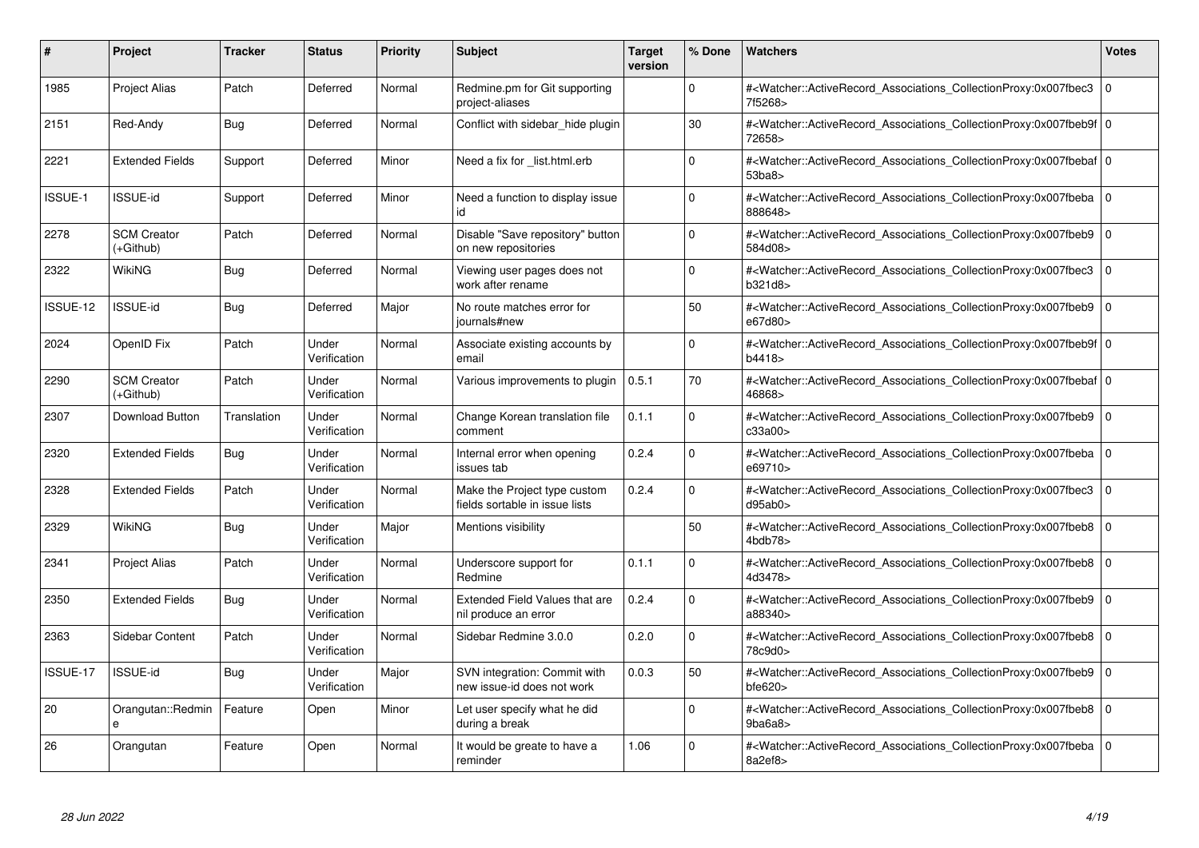| # | Project | Tracker | Status | Priority | Subject | Target version | % Done | Watchers | Votes |
|---|---|---|---|---|---|---|---|---|---|
| 1985 | Project Alias | Patch | Deferred | Normal | Redmine.pm for Git supporting project-aliases | | 0 | #<Watcher::ActiveRecord_Associations_CollectionProxy:0x007fbec37f5268> | 0 |
| 2151 | Red-Andy | Bug | Deferred | Normal | Conflict with sidebar_hide plugin | | 30 | #<Watcher::ActiveRecord_Associations_CollectionProxy:0x007fbeb9f72658> | 0 |
| 2221 | Extended Fields | Support | Deferred | Minor | Need a fix for _list.html.erb | | 0 | #<Watcher::ActiveRecord_Associations_CollectionProxy:0x007fbebaf53ba8> | 0 |
| ISSUE-1 | ISSUE-id | Support | Deferred | Minor | Need a function to display issue id | | 0 | #<Watcher::ActiveRecord_Associations_CollectionProxy:0x007fbeba888648> | 0 |
| 2278 | SCM Creator (+Github) | Patch | Deferred | Normal | Disable "Save repository" button on new repositories | | 0 | #<Watcher::ActiveRecord_Associations_CollectionProxy:0x007fbeb9584d08> | 0 |
| 2322 | WikiNG | Bug | Deferred | Normal | Viewing user pages does not work after rename | | 0 | #<Watcher::ActiveRecord_Associations_CollectionProxy:0x007fbec3b321d8> | 0 |
| ISSUE-12 | ISSUE-id | Bug | Deferred | Major | No route matches error for journals#new | | 50 | #<Watcher::ActiveRecord_Associations_CollectionProxy:0x007fbeb9e67d80> | 0 |
| 2024 | OpenID Fix | Patch | Under Verification | Normal | Associate existing accounts by email | | 0 | #<Watcher::ActiveRecord_Associations_CollectionProxy:0x007fbeb9fb4418> | 0 |
| 2290 | SCM Creator (+Github) | Patch | Under Verification | Normal | Various improvements to plugin | 0.5.1 | 70 | #<Watcher::ActiveRecord_Associations_CollectionProxy:0x007fbebaf46868> | 0 |
| 2307 | Download Button | Translation | Under Verification | Normal | Change Korean translation file comment | 0.1.1 | 0 | #<Watcher::ActiveRecord_Associations_CollectionProxy:0x007fbeb9c33a00> | 0 |
| 2320 | Extended Fields | Bug | Under Verification | Normal | Internal error when opening issues tab | 0.2.4 | 0 | #<Watcher::ActiveRecord_Associations_CollectionProxy:0x007fbebae69710> | 0 |
| 2328 | Extended Fields | Patch | Under Verification | Normal | Make the Project type custom fields sortable in issue lists | 0.2.4 | 0 | #<Watcher::ActiveRecord_Associations_CollectionProxy:0x007fbec3d95ab0> | 0 |
| 2329 | WikiNG | Bug | Under Verification | Major | Mentions visibility | | 50 | #<Watcher::ActiveRecord_Associations_CollectionProxy:0x007fbeb84bdb78> | 0 |
| 2341 | Project Alias | Patch | Under Verification | Normal | Underscore support for Redmine | 0.1.1 | 0 | #<Watcher::ActiveRecord_Associations_CollectionProxy:0x007fbeb84d3478> | 0 |
| 2350 | Extended Fields | Bug | Under Verification | Normal | Extended Field Values that are nil produce an error | 0.2.4 | 0 | #<Watcher::ActiveRecord_Associations_CollectionProxy:0x007fbeb9a88340> | 0 |
| 2363 | Sidebar Content | Patch | Under Verification | Normal | Sidebar Redmine 3.0.0 | 0.2.0 | 0 | #<Watcher::ActiveRecord_Associations_CollectionProxy:0x007fbeb878c9d0> | 0 |
| ISSUE-17 | ISSUE-id | Bug | Under Verification | Major | SVN integration: Commit with new issue-id does not work | 0.0.3 | 50 | #<Watcher::ActiveRecord_Associations_CollectionProxy:0x007fbeb9bfe620> | 0 |
| 20 | Orangutan::Redmine | Feature | Open | Minor | Let user specify what he did during a break | | 0 | #<Watcher::ActiveRecord_Associations_CollectionProxy:0x007fbeb89ba6a8> | 0 |
| 26 | Orangutan | Feature | Open | Normal | It would be greate to have a reminder | 1.06 | 0 | #<Watcher::ActiveRecord_Associations_CollectionProxy:0x007fbeba8a2ef8> | 0 |

*28 Jun 2022*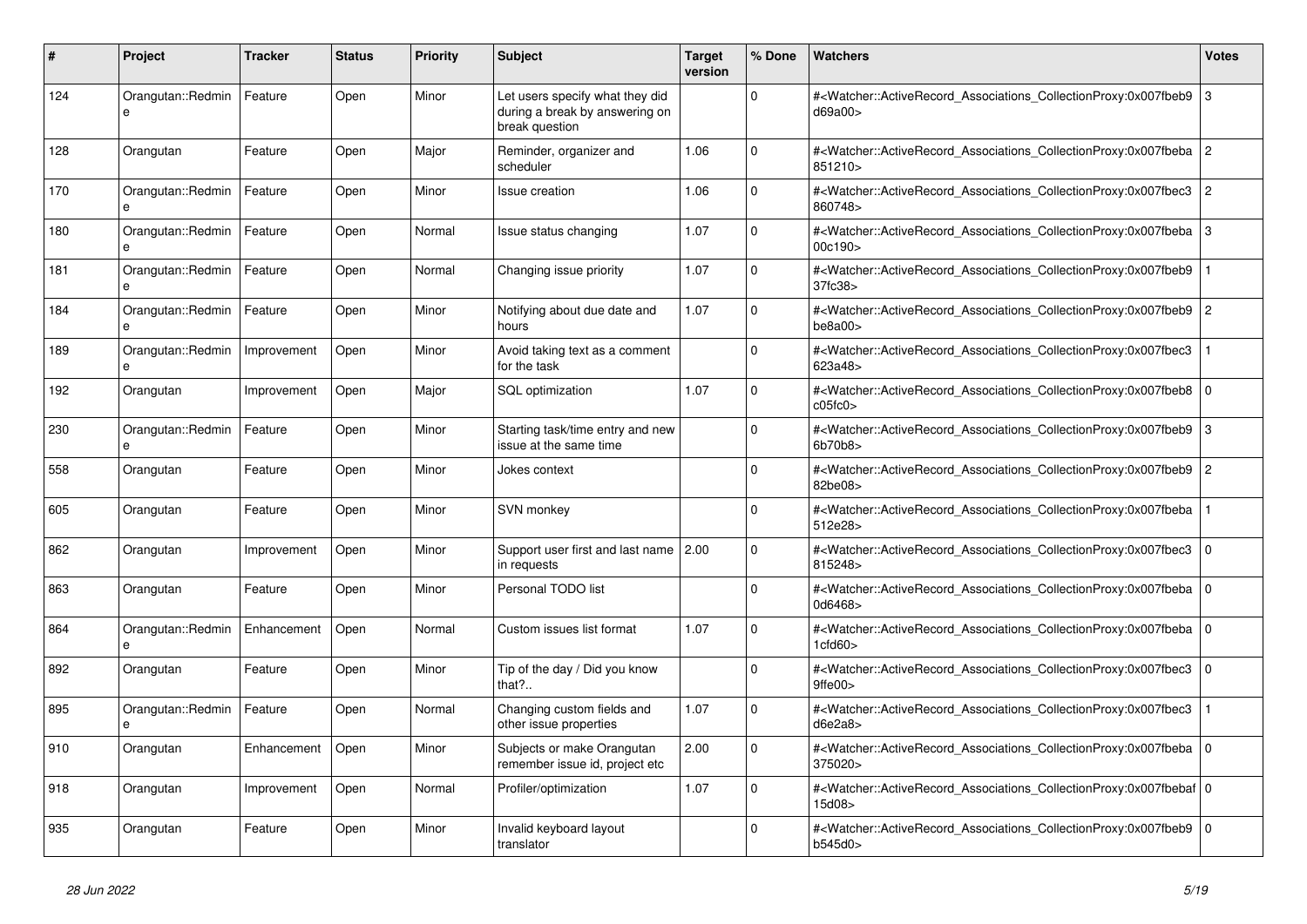| # | Project | Tracker | Status | Priority | Subject | Target version | % Done | Watchers | Votes |
|---|---|---|---|---|---|---|---|---|---|
| 124 | Orangutan::Redmine | Feature | Open | Minor | Let users specify what they did during a break by answering on break question | | 0 | #<Watcher::ActiveRecord_Associations_CollectionProxy:0x007fbeb9d69a00> | 3 |
| 128 | Orangutan | Feature | Open | Major | Reminder, organizer and scheduler | 1.06 | 0 | #<Watcher::ActiveRecord_Associations_CollectionProxy:0x007fbeba851210> | 2 |
| 170 | Orangutan::Redmine | Feature | Open | Minor | Issue creation | 1.06 | 0 | #<Watcher::ActiveRecord_Associations_CollectionProxy:0x007fbec3860748> | 2 |
| 180 | Orangutan::Redmine | Feature | Open | Normal | Issue status changing | 1.07 | 0 | #<Watcher::ActiveRecord_Associations_CollectionProxy:0x007fbeba00c190> | 3 |
| 181 | Orangutan::Redmine | Feature | Open | Normal | Changing issue priority | 1.07 | 0 | #<Watcher::ActiveRecord_Associations_CollectionProxy:0x007fbeb937fc38> | 1 |
| 184 | Orangutan::Redmine | Feature | Open | Minor | Notifying about due date and hours | 1.07 | 0 | #<Watcher::ActiveRecord_Associations_CollectionProxy:0x007fbeb9be8a00> | 2 |
| 189 | Orangutan::Redmine | Improvement | Open | Minor | Avoid taking text as a comment for the task | | 0 | #<Watcher::ActiveRecord_Associations_CollectionProxy:0x007fbec3623a48> | 1 |
| 192 | Orangutan | Improvement | Open | Major | SQL optimization | 1.07 | 0 | #<Watcher::ActiveRecord_Associations_CollectionProxy:0x007fbeb8c05fc0> | 0 |
| 230 | Orangutan::Redmine | Feature | Open | Minor | Starting task/time entry and new issue at the same time | | 0 | #<Watcher::ActiveRecord_Associations_CollectionProxy:0x007fbeb96b70b8> | 3 |
| 558 | Orangutan | Feature | Open | Minor | Jokes context | | 0 | #<Watcher::ActiveRecord_Associations_CollectionProxy:0x007fbeb982be08> | 2 |
| 605 | Orangutan | Feature | Open | Minor | SVN monkey | | 0 | #<Watcher::ActiveRecord_Associations_CollectionProxy:0x007fbeba512e28> | 1 |
| 862 | Orangutan | Improvement | Open | Minor | Support user first and last name in requests | 2.00 | 0 | #<Watcher::ActiveRecord_Associations_CollectionProxy:0x007fbec3815248> | 0 |
| 863 | Orangutan | Feature | Open | Minor | Personal TODO list | | 0 | #<Watcher::ActiveRecord_Associations_CollectionProxy:0x007fbeba0d6468> | 0 |
| 864 | Orangutan::Redmine | Enhancement | Open | Normal | Custom issues list format | 1.07 | 0 | #<Watcher::ActiveRecord_Associations_CollectionProxy:0x007fbeba1cfd60> | 0 |
| 892 | Orangutan | Feature | Open | Minor | Tip of the day / Did you know that?.. | | 0 | #<Watcher::ActiveRecord_Associations_CollectionProxy:0x007fbec39ffe00> | 0 |
| 895 | Orangutan::Redmine | Feature | Open | Normal | Changing custom fields and other issue properties | 1.07 | 0 | #<Watcher::ActiveRecord_Associations_CollectionProxy:0x007fbec3d6e2a8> | 1 |
| 910 | Orangutan | Enhancement | Open | Minor | Subjects or make Orangutan remember issue id, project etc | 2.00 | 0 | #<Watcher::ActiveRecord_Associations_CollectionProxy:0x007fbeba375020> | 0 |
| 918 | Orangutan | Improvement | Open | Normal | Profiler/optimization | 1.07 | 0 | #<Watcher::ActiveRecord_Associations_CollectionProxy:0x007fbebaf15d08> | 0 |
| 935 | Orangutan | Feature | Open | Minor | Invalid keyboard layout translator | | 0 | #<Watcher::ActiveRecord_Associations_CollectionProxy:0x007fbeb9b545d0> | 0 |

*28 Jun 2022*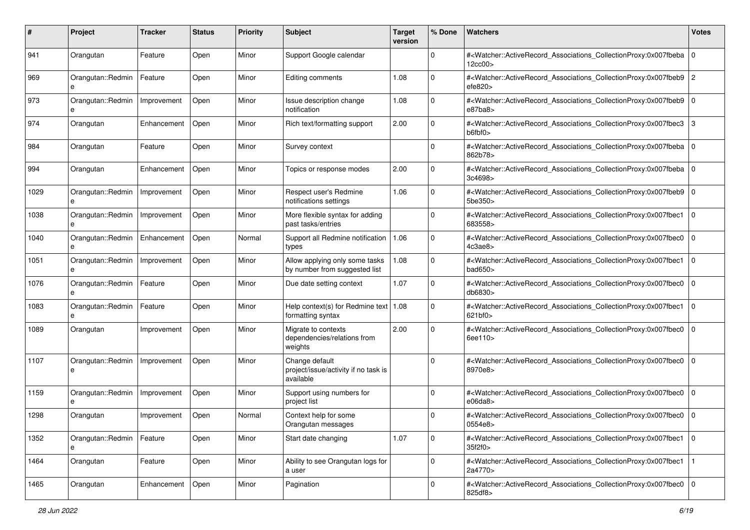| # | Project | Tracker | Status | Priority | Subject | Target version | % Done | Watchers | Votes |
|---|---|---|---|---|---|---|---|---|---|
| 941 | Orangutan | Feature | Open | Minor | Support Google calendar | | 0 | #<Watcher::ActiveRecord_Associations_CollectionProxy:0x007fbeba12cc00> | 0 |
| 969 | Orangutan::Redmine | Feature | Open | Minor | Editing comments | 1.08 | 0 | #<Watcher::ActiveRecord_Associations_CollectionProxy:0x007fbeb9efe820> | 2 |
| 973 | Orangutan::Redmine | Improvement | Open | Minor | Issue description change notification | 1.08 | 0 | #<Watcher::ActiveRecord_Associations_CollectionProxy:0x007fbeb9e87ba8> | 0 |
| 974 | Orangutan | Enhancement | Open | Minor | Rich text/formatting support | 2.00 | 0 | #<Watcher::ActiveRecord_Associations_CollectionProxy:0x007fbec3b6fbf0> | 3 |
| 984 | Orangutan | Feature | Open | Minor | Survey context | | 0 | #<Watcher::ActiveRecord_Associations_CollectionProxy:0x007fbeba862b78> | 0 |
| 994 | Orangutan | Enhancement | Open | Minor | Topics or response modes | 2.00 | 0 | #<Watcher::ActiveRecord_Associations_CollectionProxy:0x007fbeba3c4698> | 0 |
| 1029 | Orangutan::Redmine | Improvement | Open | Minor | Respect user's Redmine notifications settings | 1.06 | 0 | #<Watcher::ActiveRecord_Associations_CollectionProxy:0x007fbeb95be350> | 0 |
| 1038 | Orangutan::Redmine | Improvement | Open | Minor | More flexible syntax for adding past tasks/entries | | 0 | #<Watcher::ActiveRecord_Associations_CollectionProxy:0x007fbec1683558> | 0 |
| 1040 | Orangutan::Redmine | Enhancement | Open | Normal | Support all Redmine notification types | 1.06 | 0 | #<Watcher::ActiveRecord_Associations_CollectionProxy:0x007fbec04c3ae8> | 0 |
| 1051 | Orangutan::Redmine | Improvement | Open | Minor | Allow applying only some tasks by number from suggested list | 1.08 | 0 | #<Watcher::ActiveRecord_Associations_CollectionProxy:0x007fbec1bad650> | 0 |
| 1076 | Orangutan::Redmine | Feature | Open | Minor | Due date setting context | 1.07 | 0 | #<Watcher::ActiveRecord_Associations_CollectionProxy:0x007fbec0db6830> | 0 |
| 1083 | Orangutan::Redmine | Feature | Open | Minor | Help context(s) for Redmine text formatting syntax | 1.08 | 0 | #<Watcher::ActiveRecord_Associations_CollectionProxy:0x007fbec1621bf0> | 0 |
| 1089 | Orangutan | Improvement | Open | Minor | Migrate to contexts dependencies/relations from weights | 2.00 | 0 | #<Watcher::ActiveRecord_Associations_CollectionProxy:0x007fbec06ee110> | 0 |
| 1107 | Orangutan::Redmine | Improvement | Open | Minor | Change default project/issue/activity if no task is available | | 0 | #<Watcher::ActiveRecord_Associations_CollectionProxy:0x007fbec08970e8> | 0 |
| 1159 | Orangutan::Redmine | Improvement | Open | Minor | Support using numbers for project list | | 0 | #<Watcher::ActiveRecord_Associations_CollectionProxy:0x007fbec0e06da8> | 0 |
| 1298 | Orangutan | Improvement | Open | Normal | Context help for some Orangutan messages | | 0 | #<Watcher::ActiveRecord_Associations_CollectionProxy:0x007fbec00554e8> | 0 |
| 1352 | Orangutan::Redmine | Feature | Open | Minor | Start date changing | 1.07 | 0 | #<Watcher::ActiveRecord_Associations_CollectionProxy:0x007fbec135f2f0> | 0 |
| 1464 | Orangutan | Feature | Open | Minor | Ability to see Orangutan logs for a user | | 0 | #<Watcher::ActiveRecord_Associations_CollectionProxy:0x007fbec12a4770> | 1 |
| 1465 | Orangutan | Enhancement | Open | Minor | Pagination | | 0 | #<Watcher::ActiveRecord_Associations_CollectionProxy:0x007fbec0825df8> | 0 |

*28 Jun 2022*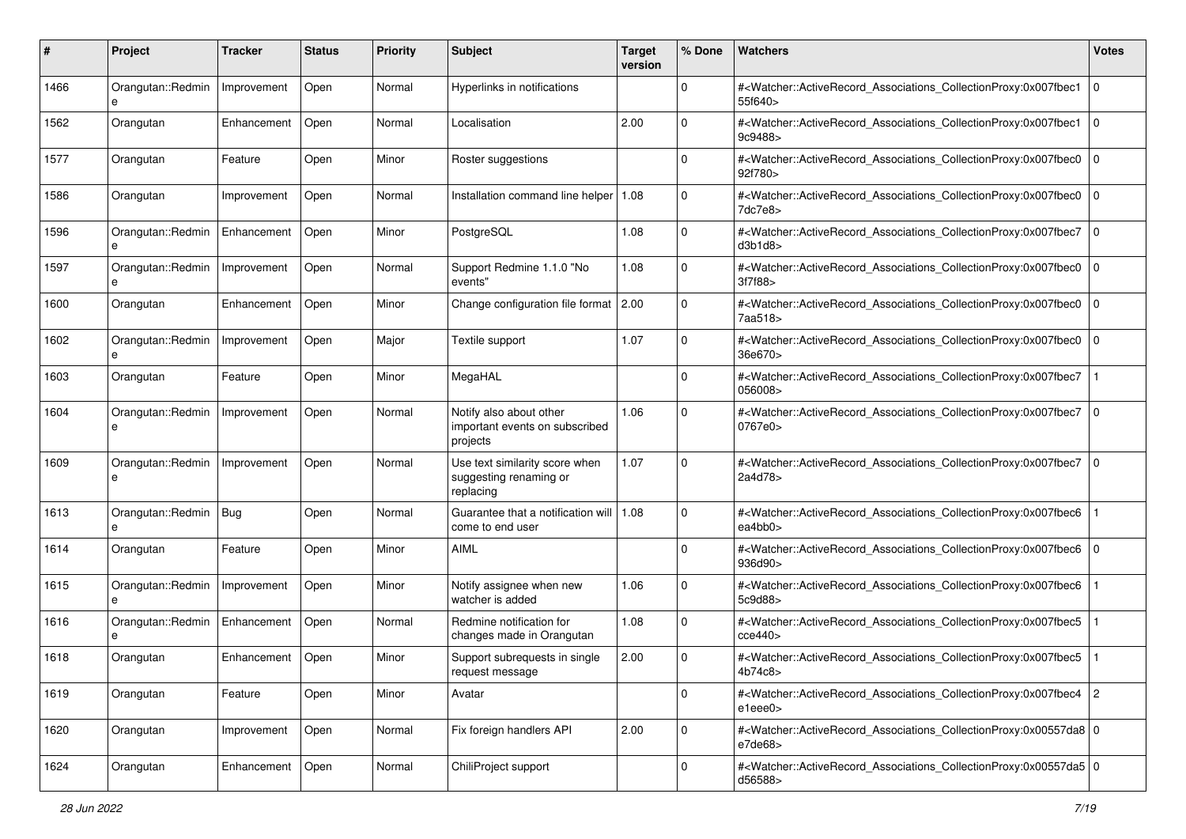| # | Project | Tracker | Status | Priority | Subject | Target version | % Done | Watchers | Votes |
|---|---|---|---|---|---|---|---|---|---|
| 1466 | Orangutan::Redmine | Improvement | Open | Normal | Hyperlinks in notifications | | 0 | #<Watcher::ActiveRecord_Associations_CollectionProxy:0x007fbec155f640> | 0 |
| 1562 | Orangutan | Enhancement | Open | Normal | Localisation | 2.00 | 0 | #<Watcher::ActiveRecord_Associations_CollectionProxy:0x007fbec19c9488> | 0 |
| 1577 | Orangutan | Feature | Open | Minor | Roster suggestions | | 0 | #<Watcher::ActiveRecord_Associations_CollectionProxy:0x007fbec092f780> | 0 |
| 1586 | Orangutan | Improvement | Open | Normal | Installation command line helper | 1.08 | 0 | #<Watcher::ActiveRecord_Associations_CollectionProxy:0x007fbec07dc7e8> | 0 |
| 1596 | Orangutan::Redmine | Enhancement | Open | Minor | PostgreSQL | 1.08 | 0 | #<Watcher::ActiveRecord_Associations_CollectionProxy:0x007fbec7d3b1d8> | 0 |
| 1597 | Orangutan::Redmine | Improvement | Open | Normal | Support Redmine 1.1.0 "No events" | 1.08 | 0 | #<Watcher::ActiveRecord_Associations_CollectionProxy:0x007fbec03f7f88> | 0 |
| 1600 | Orangutan | Enhancement | Open | Minor | Change configuration file format | 2.00 | 0 | #<Watcher::ActiveRecord_Associations_CollectionProxy:0x007fbec07aa518> | 0 |
| 1602 | Orangutan::Redmine | Improvement | Open | Major | Textile support | 1.07 | 0 | #<Watcher::ActiveRecord_Associations_CollectionProxy:0x007fbec036e670> | 0 |
| 1603 | Orangutan | Feature | Open | Minor | MegaHAL | | 0 | #<Watcher::ActiveRecord_Associations_CollectionProxy:0x007fbec7056008> | 1 |
| 1604 | Orangutan::Redmine | Improvement | Open | Normal | Notify also about other important events on subscribed projects | 1.06 | 0 | #<Watcher::ActiveRecord_Associations_CollectionProxy:0x007fbec70767e0> | 0 |
| 1609 | Orangutan::Redmine | Improvement | Open | Normal | Use text similarity score when suggesting renaming or replacing | 1.07 | 0 | #<Watcher::ActiveRecord_Associations_CollectionProxy:0x007fbec72a4d78> | 0 |
| 1613 | Orangutan::Redmine | Bug | Open | Normal | Guarantee that a notification will come to end user | 1.08 | 0 | #<Watcher::ActiveRecord_Associations_CollectionProxy:0x007fbec6ea4bb0> | 1 |
| 1614 | Orangutan | Feature | Open | Minor | AIML | | 0 | #<Watcher::ActiveRecord_Associations_CollectionProxy:0x007fbec6936d90> | 0 |
| 1615 | Orangutan::Redmine | Improvement | Open | Minor | Notify assignee when new watcher is added | 1.06 | 0 | #<Watcher::ActiveRecord_Associations_CollectionProxy:0x007fbec65c9d88> | 1 |
| 1616 | Orangutan::Redmine | Enhancement | Open | Normal | Redmine notification for changes made in Orangutan | 1.08 | 0 | #<Watcher::ActiveRecord_Associations_CollectionProxy:0x007fbec5cce440> | 1 |
| 1618 | Orangutan | Enhancement | Open | Minor | Support subrequests in single request message | 2.00 | 0 | #<Watcher::ActiveRecord_Associations_CollectionProxy:0x007fbec54b74c8> | 1 |
| 1619 | Orangutan | Feature | Open | Minor | Avatar | | 0 | #<Watcher::ActiveRecord_Associations_CollectionProxy:0x007fbec4e1eee0> | 2 |
| 1620 | Orangutan | Improvement | Open | Normal | Fix foreign handlers API | 2.00 | 0 | #<Watcher::ActiveRecord_Associations_CollectionProxy:0x00557da8e7de68> | 0 |
| 1624 | Orangutan | Enhancement | Open | Normal | ChiliProject support | | 0 | #<Watcher::ActiveRecord_Associations_CollectionProxy:0x00557da5d56588> | 0 |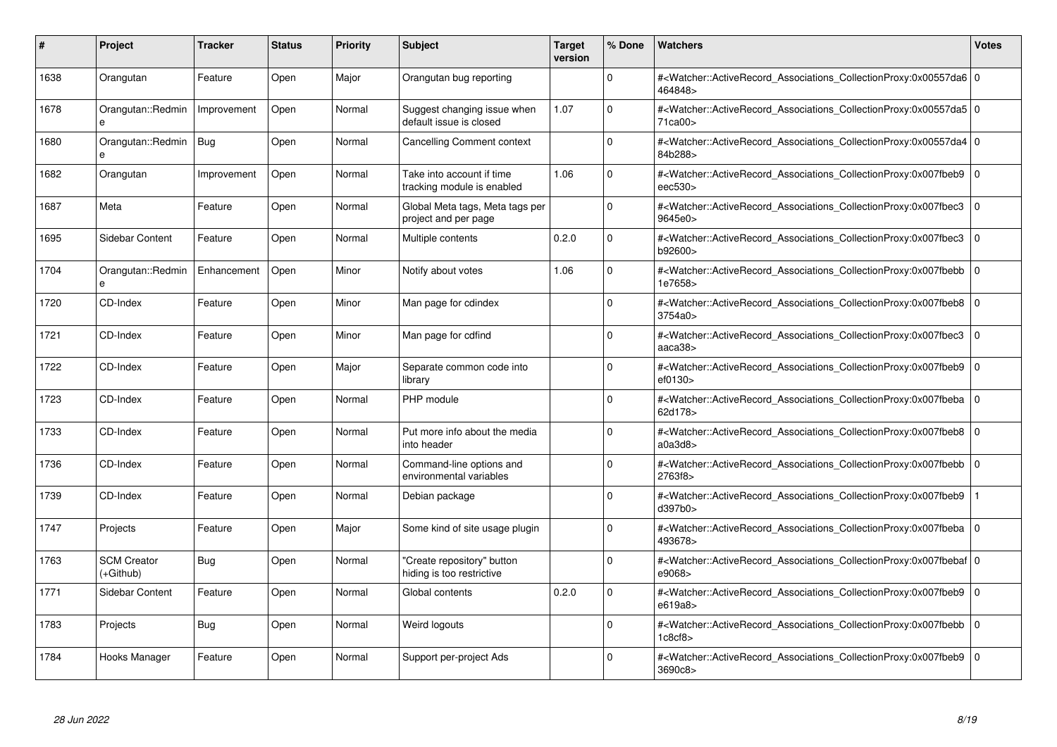| # | Project | Tracker | Status | Priority | Subject | Target version | % Done | Watchers | Votes |
|---|---|---|---|---|---|---|---|---|---|
| 1638 | Orangutan | Feature | Open | Major | Orangutan bug reporting | | 0 | #<Watcher::ActiveRecord_Associations_CollectionProxy:0x00557da6464848> | 0 |
| 1678 | Orangutan::Redmine | Improvement | Open | Normal | Suggest changing issue when default issue is closed | 1.07 | 0 | #<Watcher::ActiveRecord_Associations_CollectionProxy:0x00557da571ca00> | 0 |
| 1680 | Orangutan::Redmine | Bug | Open | Normal | Cancelling Comment context | | 0 | #<Watcher::ActiveRecord_Associations_CollectionProxy:0x00557da484b288> | 0 |
| 1682 | Orangutan | Improvement | Open | Normal | Take into account if time tracking module is enabled | 1.06 | 0 | #<Watcher::ActiveRecord_Associations_CollectionProxy:0x007fbeb9eec530> | 0 |
| 1687 | Meta | Feature | Open | Normal | Global Meta tags, Meta tags per project and per page | | 0 | #<Watcher::ActiveRecord_Associations_CollectionProxy:0x007fbec39645e0> | 0 |
| 1695 | Sidebar Content | Feature | Open | Normal | Multiple contents | 0.2.0 | 0 | #<Watcher::ActiveRecord_Associations_CollectionProxy:0x007fbec3b92600> | 0 |
| 1704 | Orangutan::Redmine | Enhancement | Open | Minor | Notify about votes | 1.06 | 0 | #<Watcher::ActiveRecord_Associations_CollectionProxy:0x007fbebb1e7658> | 0 |
| 1720 | CD-Index | Feature | Open | Minor | Man page for cdindex | | 0 | #<Watcher::ActiveRecord_Associations_CollectionProxy:0x007fbeb83754a0> | 0 |
| 1721 | CD-Index | Feature | Open | Minor | Man page for cdfind | | 0 | #<Watcher::ActiveRecord_Associations_CollectionProxy:0x007fbec3aaca38> | 0 |
| 1722 | CD-Index | Feature | Open | Major | Separate common code into library | | 0 | #<Watcher::ActiveRecord_Associations_CollectionProxy:0x007fbeb9ef0130> | 0 |
| 1723 | CD-Index | Feature | Open | Normal | PHP module | | 0 | #<Watcher::ActiveRecord_Associations_CollectionProxy:0x007fbeba62d178> | 0 |
| 1733 | CD-Index | Feature | Open | Normal | Put more info about the media into header | | 0 | #<Watcher::ActiveRecord_Associations_CollectionProxy:0x007fbeb8a0a3d8> | 0 |
| 1736 | CD-Index | Feature | Open | Normal | Command-line options and environmental variables | | 0 | #<Watcher::ActiveRecord_Associations_CollectionProxy:0x007fbebb2763f8> | 0 |
| 1739 | CD-Index | Feature | Open | Normal | Debian package | | 0 | #<Watcher::ActiveRecord_Associations_CollectionProxy:0x007fbeb9d397b0> | 1 |
| 1747 | Projects | Feature | Open | Major | Some kind of site usage plugin | | 0 | #<Watcher::ActiveRecord_Associations_CollectionProxy:0x007fbeba493678> | 0 |
| 1763 | SCM Creator (+Github) | Bug | Open | Normal | "Create repository" button hiding is too restrictive | | 0 | #<Watcher::ActiveRecord_Associations_CollectionProxy:0x007fbebafe9068> | 0 |
| 1771 | Sidebar Content | Feature | Open | Normal | Global contents | 0.2.0 | 0 | #<Watcher::ActiveRecord_Associations_CollectionProxy:0x007fbeb9e619a8> | 0 |
| 1783 | Projects | Bug | Open | Normal | Weird logouts | | 0 | #<Watcher::ActiveRecord_Associations_CollectionProxy:0x007fbebb1c8cf8> | 0 |
| 1784 | Hooks Manager | Feature | Open | Normal | Support per-project Ads | | 0 | #<Watcher::ActiveRecord_Associations_CollectionProxy:0x007fbeb93690c8> | 0 |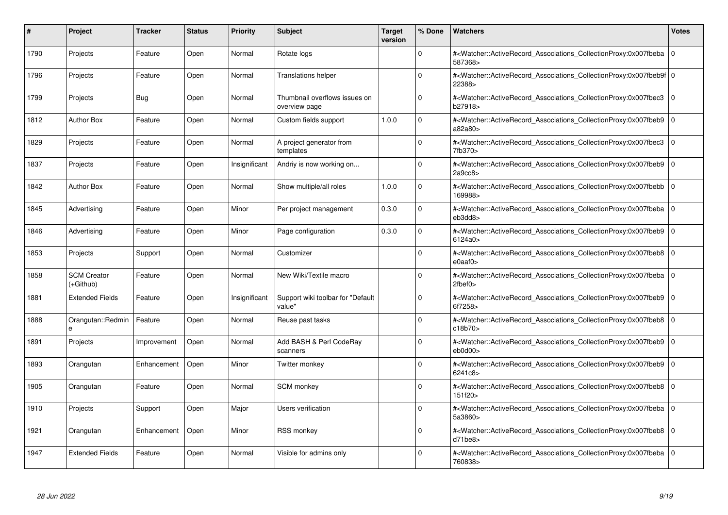| # | Project | Tracker | Status | Priority | Subject | Target version | % Done | Watchers | Votes |
|---|---|---|---|---|---|---|---|---|---|
| 1790 | Projects | Feature | Open | Normal | Rotate logs | | 0 | #<Watcher::ActiveRecord_Associations_CollectionProxy:0x007fbeba587368> | 0 |
| 1796 | Projects | Feature | Open | Normal | Translations helper | | 0 | #<Watcher::ActiveRecord_Associations_CollectionProxy:0x007fbeb9f22388> | 0 |
| 1799 | Projects | Bug | Open | Normal | Thumbnail overflows issues on overview page | | 0 | #<Watcher::ActiveRecord_Associations_CollectionProxy:0x007fbec3b27918> | 0 |
| 1812 | Author Box | Feature | Open | Normal | Custom fields support | 1.0.0 | 0 | #<Watcher::ActiveRecord_Associations_CollectionProxy:0x007fbeb9a82a80> | 0 |
| 1829 | Projects | Feature | Open | Normal | A project generator from templates | | 0 | #<Watcher::ActiveRecord_Associations_CollectionProxy:0x007fbec37fb370> | 0 |
| 1837 | Projects | Feature | Open | Insignificant | Andriy is now working on... | | 0 | #<Watcher::ActiveRecord_Associations_CollectionProxy:0x007fbeb92a9cc8> | 0 |
| 1842 | Author Box | Feature | Open | Normal | Show multiple/all roles | 1.0.0 | 0 | #<Watcher::ActiveRecord_Associations_CollectionProxy:0x007fbebb169988> | 0 |
| 1845 | Advertising | Feature | Open | Minor | Per project management | 0.3.0 | 0 | #<Watcher::ActiveRecord_Associations_CollectionProxy:0x007fbebaeb3dd8> | 0 |
| 1846 | Advertising | Feature | Open | Minor | Page configuration | 0.3.0 | 0 | #<Watcher::ActiveRecord_Associations_CollectionProxy:0x007fbeb96124a0> | 0 |
| 1853 | Projects | Support | Open | Normal | Customizer | | 0 | #<Watcher::ActiveRecord_Associations_CollectionProxy:0x007fbeb8e0aaf0> | 0 |
| 1858 | SCM Creator (+Github) | Feature | Open | Normal | New Wiki/Textile macro | | 0 | #<Watcher::ActiveRecord_Associations_CollectionProxy:0x007fbeba2fbef0> | 0 |
| 1881 | Extended Fields | Feature | Open | Insignificant | Support wiki toolbar for "Default value" | | 0 | #<Watcher::ActiveRecord_Associations_CollectionProxy:0x007fbeb96f7258> | 0 |
| 1888 | Orangutan::Redmine | Feature | Open | Normal | Reuse past tasks | | 0 | #<Watcher::ActiveRecord_Associations_CollectionProxy:0x007fbeb8c18b70> | 0 |
| 1891 | Projects | Improvement | Open | Normal | Add BASH & Perl CodeRay scanners | | 0 | #<Watcher::ActiveRecord_Associations_CollectionProxy:0x007fbeb9eb0d00> | 0 |
| 1893 | Orangutan | Enhancement | Open | Minor | Twitter monkey | | 0 | #<Watcher::ActiveRecord_Associations_CollectionProxy:0x007fbeb96241c8> | 0 |
| 1905 | Orangutan | Feature | Open | Normal | SCM monkey | | 0 | #<Watcher::ActiveRecord_Associations_CollectionProxy:0x007fbeb8151f20> | 0 |
| 1910 | Projects | Support | Open | Major | Users verification | | 0 | #<Watcher::ActiveRecord_Associations_CollectionProxy:0x007fbeba5a3860> | 0 |
| 1921 | Orangutan | Enhancement | Open | Minor | RSS monkey | | 0 | #<Watcher::ActiveRecord_Associations_CollectionProxy:0x007fbeb8d71be8> | 0 |
| 1947 | Extended Fields | Feature | Open | Normal | Visible for admins only | | 0 | #<Watcher::ActiveRecord_Associations_CollectionProxy:0x007fbeba760838> | 0 |

*28 Jun 2022*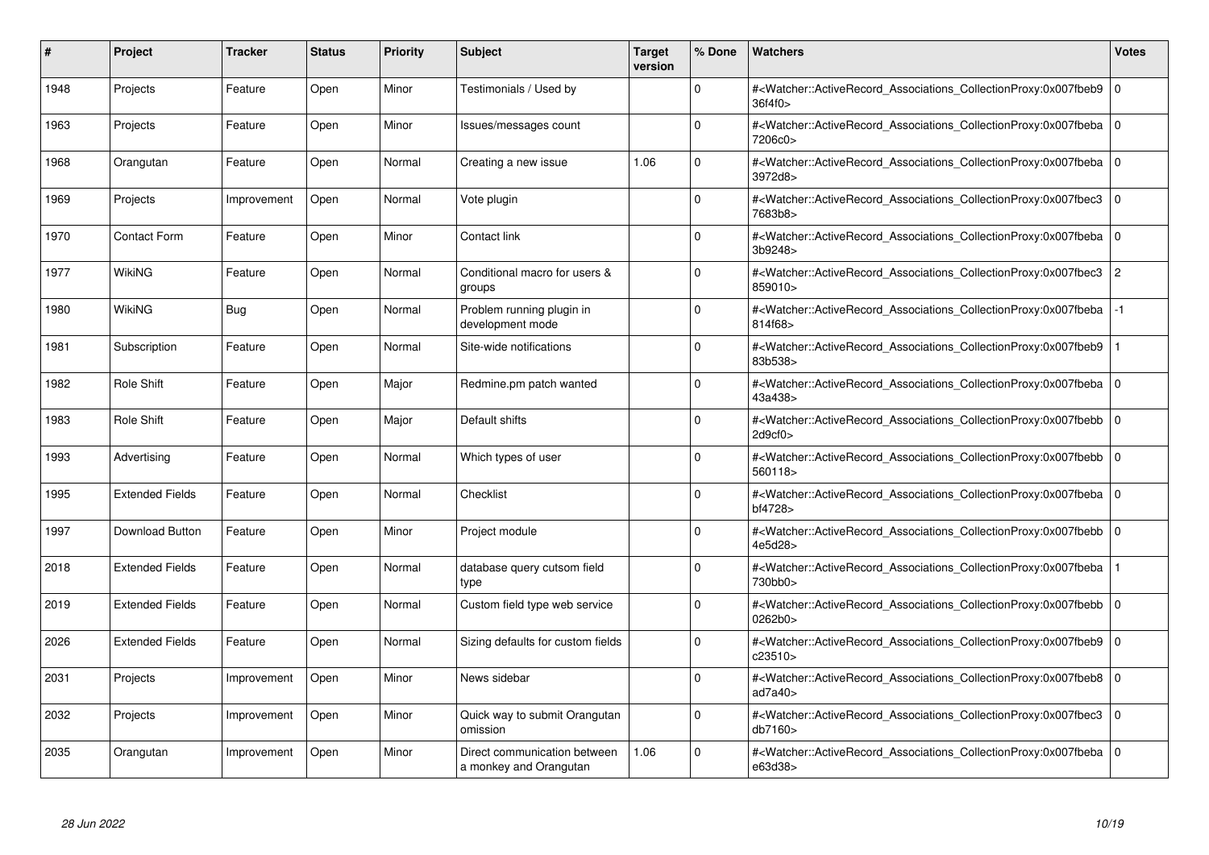| # | Project | Tracker | Status | Priority | Subject | Target version | % Done | Watchers | Votes |
|---|---|---|---|---|---|---|---|---|---|
| 1948 | Projects | Feature | Open | Minor | Testimonials / Used by | | 0 | #<Watcher::ActiveRecord_Associations_CollectionProxy:0x007fbeb936f4f0> | 0 |
| 1963 | Projects | Feature | Open | Minor | Issues/messages count | | 0 | #<Watcher::ActiveRecord_Associations_CollectionProxy:0x007fbeba7206c0> | 0 |
| 1968 | Orangutan | Feature | Open | Normal | Creating a new issue | 1.06 | 0 | #<Watcher::ActiveRecord_Associations_CollectionProxy:0x007fbeba3972d8> | 0 |
| 1969 | Projects | Improvement | Open | Normal | Vote plugin | | 0 | #<Watcher::ActiveRecord_Associations_CollectionProxy:0x007fbec37683b8> | 0 |
| 1970 | Contact Form | Feature | Open | Minor | Contact link | | 0 | #<Watcher::ActiveRecord_Associations_CollectionProxy:0x007fbeba3b9248> | 0 |
| 1977 | WikiNG | Feature | Open | Normal | Conditional macro for users & groups | | 0 | #<Watcher::ActiveRecord_Associations_CollectionProxy:0x007fbec3859010> | 2 |
| 1980 | WikiNG | Bug | Open | Normal | Problem running plugin in development mode | | 0 | #<Watcher::ActiveRecord_Associations_CollectionProxy:0x007fbeba814f68> | -1 |
| 1981 | Subscription | Feature | Open | Normal | Site-wide notifications | | 0 | #<Watcher::ActiveRecord_Associations_CollectionProxy:0x007fbeb983b538> | 1 |
| 1982 | Role Shift | Feature | Open | Major | Redmine.pm patch wanted | | 0 | #<Watcher::ActiveRecord_Associations_CollectionProxy:0x007fbeba43a438> | 0 |
| 1983 | Role Shift | Feature | Open | Major | Default shifts | | 0 | #<Watcher::ActiveRecord_Associations_CollectionProxy:0x007fbebb2d9cf0> | 0 |
| 1993 | Advertising | Feature | Open | Normal | Which types of user | | 0 | #<Watcher::ActiveRecord_Associations_CollectionProxy:0x007fbebb560118> | 0 |
| 1995 | Extended Fields | Feature | Open | Normal | Checklist | | 0 | #<Watcher::ActiveRecord_Associations_CollectionProxy:0x007fbebabf4728> | 0 |
| 1997 | Download Button | Feature | Open | Minor | Project module | | 0 | #<Watcher::ActiveRecord_Associations_CollectionProxy:0x007fbebb4e5d28> | 0 |
| 2018 | Extended Fields | Feature | Open | Normal | database query cutsom field type | | 0 | #<Watcher::ActiveRecord_Associations_CollectionProxy:0x007fbeba730bb0> | 1 |
| 2019 | Extended Fields | Feature | Open | Normal | Custom field type web service | | 0 | #<Watcher::ActiveRecord_Associations_CollectionProxy:0x007fbebb0262b0> | 0 |
| 2026 | Extended Fields | Feature | Open | Normal | Sizing defaults for custom fields | | 0 | #<Watcher::ActiveRecord_Associations_CollectionProxy:0x007fbeb9c23510> | 0 |
| 2031 | Projects | Improvement | Open | Minor | News sidebar | | 0 | #<Watcher::ActiveRecord_Associations_CollectionProxy:0x007fbeb8ad7a40> | 0 |
| 2032 | Projects | Improvement | Open | Minor | Quick way to submit Orangutan omission | | 0 | #<Watcher::ActiveRecord_Associations_CollectionProxy:0x007fbec3db7160> | 0 |
| 2035 | Orangutan | Improvement | Open | Minor | Direct communication between a monkey and Orangutan | 1.06 | 0 | #<Watcher::ActiveRecord_Associations_CollectionProxy:0x007fbebae63d38> | 0 |

*28 Jun 2022*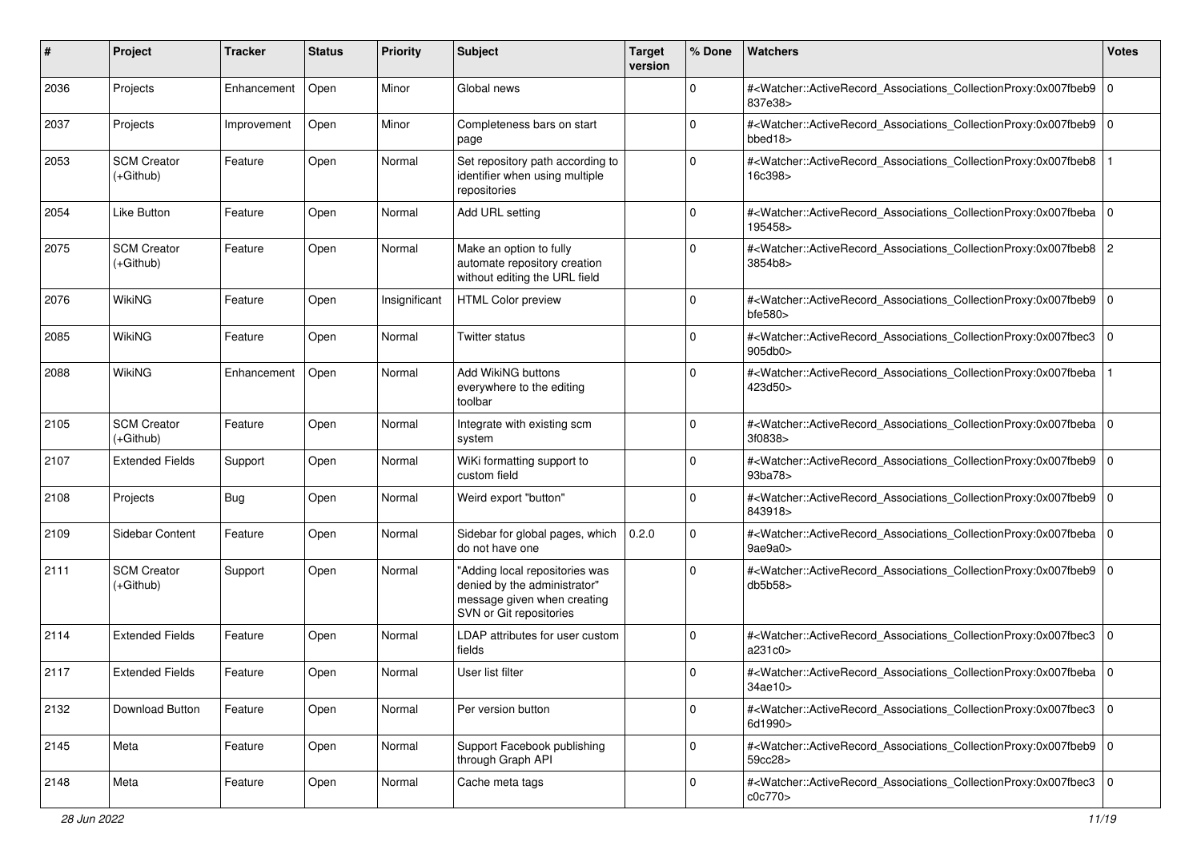| # | Project | Tracker | Status | Priority | Subject | Target version | % Done | Watchers | Votes |
|---|---|---|---|---|---|---|---|---|---|
| 2036 | Projects | Enhancement | Open | Minor | Global news | | 0 | #<Watcher::ActiveRecord_Associations_CollectionProxy:0x007fbeb9837e38> | 0 |
| 2037 | Projects | Improvement | Open | Minor | Completeness bars on start page | | 0 | #<Watcher::ActiveRecord_Associations_CollectionProxy:0x007fbeb9bbed18> | 0 |
| 2053 | SCM Creator (+Github) | Feature | Open | Normal | Set repository path according to identifier when using multiple repositories | | 0 | #<Watcher::ActiveRecord_Associations_CollectionProxy:0x007fbeb816c398> | 1 |
| 2054 | Like Button | Feature | Open | Normal | Add URL setting | | 0 | #<Watcher::ActiveRecord_Associations_CollectionProxy:0x007fbeba195458> | 0 |
| 2075 | SCM Creator (+Github) | Feature | Open | Normal | Make an option to fully automate repository creation without editing the URL field | | 0 | #<Watcher::ActiveRecord_Associations_CollectionProxy:0x007fbeb83854b8> | 2 |
| 2076 | WikiNG | Feature | Open | Insignificant | HTML Color preview | | 0 | #<Watcher::ActiveRecord_Associations_CollectionProxy:0x007fbeb9bfe580> | 0 |
| 2085 | WikiNG | Feature | Open | Normal | Twitter status | | 0 | #<Watcher::ActiveRecord_Associations_CollectionProxy:0x007fbec3905db0> | 0 |
| 2088 | WikiNG | Enhancement | Open | Normal | Add WikiNG buttons everywhere to the editing toolbar | | 0 | #<Watcher::ActiveRecord_Associations_CollectionProxy:0x007fbeba423d50> | 1 |
| 2105 | SCM Creator (+Github) | Feature | Open | Normal | Integrate with existing scm system | | 0 | #<Watcher::ActiveRecord_Associations_CollectionProxy:0x007fbeba3f0838> | 0 |
| 2107 | Extended Fields | Support | Open | Normal | WiKi formatting support to custom field | | 0 | #<Watcher::ActiveRecord_Associations_CollectionProxy:0x007fbeb993ba78> | 0 |
| 2108 | Projects | Bug | Open | Normal | Weird export "button" | | 0 | #<Watcher::ActiveRecord_Associations_CollectionProxy:0x007fbeb9843918> | 0 |
| 2109 | Sidebar Content | Feature | Open | Normal | Sidebar for global pages, which do not have one | 0.2.0 | 0 | #<Watcher::ActiveRecord_Associations_CollectionProxy:0x007fbeba9ae9a0> | 0 |
| 2111 | SCM Creator (+Github) | Support | Open | Normal | "Adding local repositories was denied by the administrator" message given when creating SVN or Git repositories | | 0 | #<Watcher::ActiveRecord_Associations_CollectionProxy:0x007fbeb9db5b58> | 0 |
| 2114 | Extended Fields | Feature | Open | Normal | LDAP attributes for user custom fields | | 0 | #<Watcher::ActiveRecord_Associations_CollectionProxy:0x007fbec3a231c0> | 0 |
| 2117 | Extended Fields | Feature | Open | Normal | User list filter | | 0 | #<Watcher::ActiveRecord_Associations_CollectionProxy:0x007fbeba34ae10> | 0 |
| 2132 | Download Button | Feature | Open | Normal | Per version button | | 0 | #<Watcher::ActiveRecord_Associations_CollectionProxy:0x007fbec36d1990> | 0 |
| 2145 | Meta | Feature | Open | Normal | Support Facebook publishing through Graph API | | 0 | #<Watcher::ActiveRecord_Associations_CollectionProxy:0x007fbeb959cc28> | 0 |
| 2148 | Meta | Feature | Open | Normal | Cache meta tags | | 0 | #<Watcher::ActiveRecord_Associations_CollectionProxy:0x007fbec3c0c770> | 0 |

*28 Jun 2022*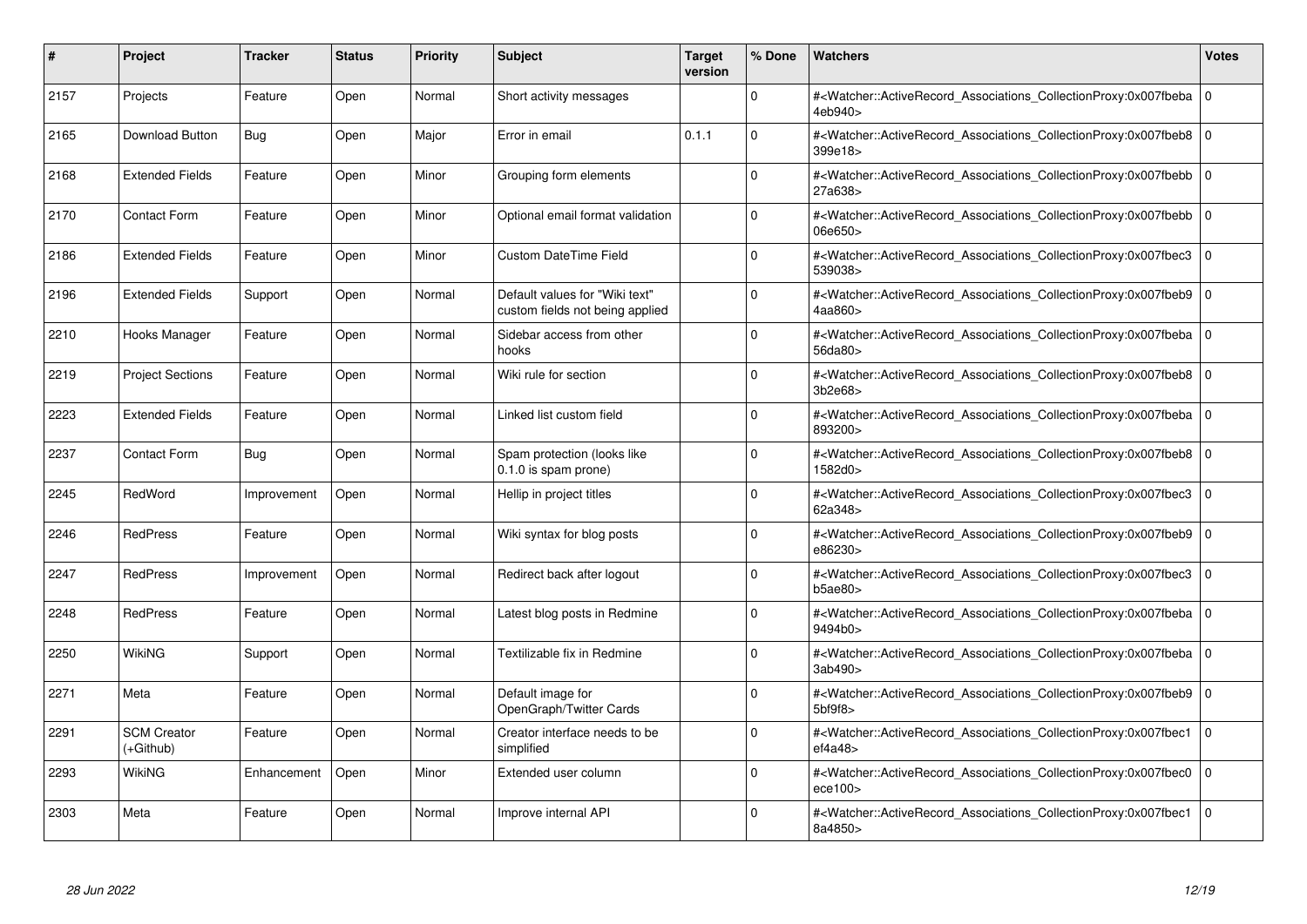| # | Project | Tracker | Status | Priority | Subject | Target version | % Done | Watchers | Votes |
|---|---|---|---|---|---|---|---|---|---|
| 2157 | Projects | Feature | Open | Normal | Short activity messages | | 0 | #<Watcher::ActiveRecord_Associations_CollectionProxy:0x007fbeba4eb940> | 0 |
| 2165 | Download Button | Bug | Open | Major | Error in email | 0.1.1 | 0 | #<Watcher::ActiveRecord_Associations_CollectionProxy:0x007fbeb8399e18> | 0 |
| 2168 | Extended Fields | Feature | Open | Minor | Grouping form elements | | 0 | #<Watcher::ActiveRecord_Associations_CollectionProxy:0x007fbebb27a638> | 0 |
| 2170 | Contact Form | Feature | Open | Minor | Optional email format validation | | 0 | #<Watcher::ActiveRecord_Associations_CollectionProxy:0x007fbebb06e650> | 0 |
| 2186 | Extended Fields | Feature | Open | Minor | Custom DateTime Field | | 0 | #<Watcher::ActiveRecord_Associations_CollectionProxy:0x007fbec3539038> | 0 |
| 2196 | Extended Fields | Support | Open | Normal | Default values for "Wiki text" custom fields not being applied | | 0 | #<Watcher::ActiveRecord_Associations_CollectionProxy:0x007fbeb94aa860> | 0 |
| 2210 | Hooks Manager | Feature | Open | Normal | Sidebar access from other hooks | | 0 | #<Watcher::ActiveRecord_Associations_CollectionProxy:0x007fbeba56da80> | 0 |
| 2219 | Project Sections | Feature | Open | Normal | Wiki rule for section | | 0 | #<Watcher::ActiveRecord_Associations_CollectionProxy:0x007fbeb83b2e68> | 0 |
| 2223 | Extended Fields | Feature | Open | Normal | Linked list custom field | | 0 | #<Watcher::ActiveRecord_Associations_CollectionProxy:0x007fbeba893200> | 0 |
| 2237 | Contact Form | Bug | Open | Normal | Spam protection (looks like 0.1.0 is spam prone) | | 0 | #<Watcher::ActiveRecord_Associations_CollectionProxy:0x007fbeb81582d0> | 0 |
| 2245 | RedWord | Improvement | Open | Normal | Hellip in project titles | | 0 | #<Watcher::ActiveRecord_Associations_CollectionProxy:0x007fbec362a348> | 0 |
| 2246 | RedPress | Feature | Open | Normal | Wiki syntax for blog posts | | 0 | #<Watcher::ActiveRecord_Associations_CollectionProxy:0x007fbeb9e86230> | 0 |
| 2247 | RedPress | Improvement | Open | Normal | Redirect back after logout | | 0 | #<Watcher::ActiveRecord_Associations_CollectionProxy:0x007fbec3b5ae80> | 0 |
| 2248 | RedPress | Feature | Open | Normal | Latest blog posts in Redmine | | 0 | #<Watcher::ActiveRecord_Associations_CollectionProxy:0x007fbeba9494b0> | 0 |
| 2250 | WikiNG | Support | Open | Normal | Textilizable fix in Redmine | | 0 | #<Watcher::ActiveRecord_Associations_CollectionProxy:0x007fbeba3ab490> | 0 |
| 2271 | Meta | Feature | Open | Normal | Default image for OpenGraph/Twitter Cards | | 0 | #<Watcher::ActiveRecord_Associations_CollectionProxy:0x007fbeb95bf9f8> | 0 |
| 2291 | SCM Creator (+Github) | Feature | Open | Normal | Creator interface needs to be simplified | | 0 | #<Watcher::ActiveRecord_Associations_CollectionProxy:0x007fbec1ef4a48> | 0 |
| 2293 | WikiNG | Enhancement | Open | Minor | Extended user column | | 0 | #<Watcher::ActiveRecord_Associations_CollectionProxy:0x007fbec0ece100> | 0 |
| 2303 | Meta | Feature | Open | Normal | Improve internal API | | 0 | #<Watcher::ActiveRecord_Associations_CollectionProxy:0x007fbec18a4850> | 0 |

*28 Jun 2022*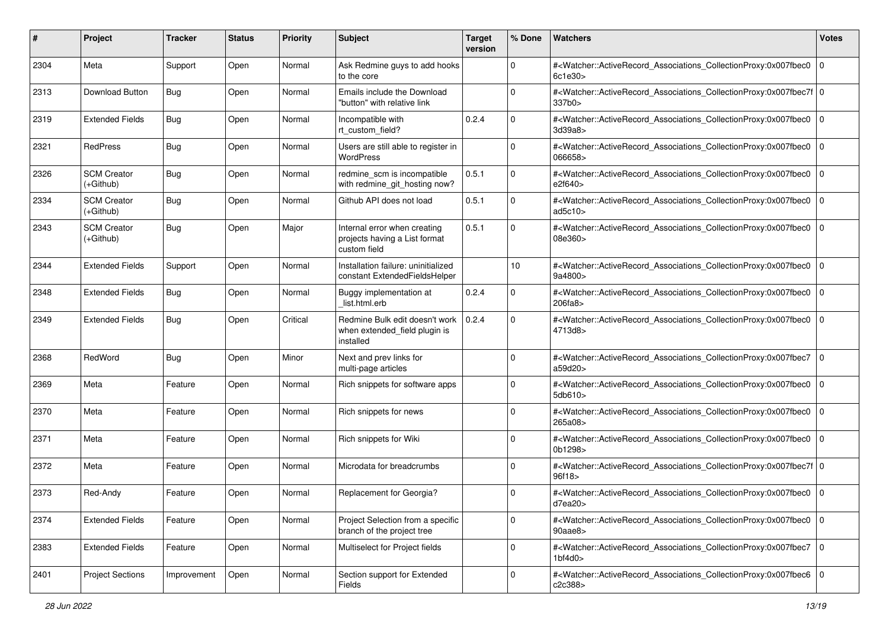| # | Project | Tracker | Status | Priority | Subject | Target version | % Done | Watchers | Votes |
|---|---|---|---|---|---|---|---|---|---|
| 2304 | Meta | Support | Open | Normal | Ask Redmine guys to add hooks to the core | | 0 | #<Watcher::ActiveRecord_Associations_CollectionProxy:0x007fbec06c1e30> | 0 |
| 2313 | Download Button | Bug | Open | Normal | Emails include the Download "button" with relative link | | 0 | #<Watcher::ActiveRecord_Associations_CollectionProxy:0x007fbec7f337b0> | 0 |
| 2319 | Extended Fields | Bug | Open | Normal | Incompatible with rt_custom_field? | 0.2.4 | 0 | #<Watcher::ActiveRecord_Associations_CollectionProxy:0x007fbec03d39a8> | 0 |
| 2321 | RedPress | Bug | Open | Normal | Users are still able to register in WordPress | | 0 | #<Watcher::ActiveRecord_Associations_CollectionProxy:0x007fbec0066658> | 0 |
| 2326 | SCM Creator (+Github) | Bug | Open | Normal | redmine_scm is incompatible with redmine_git_hosting now? | 0.5.1 | 0 | #<Watcher::ActiveRecord_Associations_CollectionProxy:0x007fbec0e2f640> | 0 |
| 2334 | SCM Creator (+Github) | Bug | Open | Normal | Github API does not load | 0.5.1 | 0 | #<Watcher::ActiveRecord_Associations_CollectionProxy:0x007fbec0ad5c10> | 0 |
| 2343 | SCM Creator (+Github) | Bug | Open | Major | Internal error when creating projects having a List format custom field | 0.5.1 | 0 | #<Watcher::ActiveRecord_Associations_CollectionProxy:0x007fbec008e360> | 0 |
| 2344 | Extended Fields | Support | Open | Normal | Installation failure: uninitialized constant ExtendedFieldsHelper | | 10 | #<Watcher::ActiveRecord_Associations_CollectionProxy:0x007fbec09a4800> | 0 |
| 2348 | Extended Fields | Bug | Open | Normal | Buggy implementation at _list.html.erb | 0.2.4 | 0 | #<Watcher::ActiveRecord_Associations_CollectionProxy:0x007fbec0206fa8> | 0 |
| 2349 | Extended Fields | Bug | Open | Critical | Redmine Bulk edit doesn't work when extended_field plugin is installed | 0.2.4 | 0 | #<Watcher::ActiveRecord_Associations_CollectionProxy:0x007fbec04713d8> | 0 |
| 2368 | RedWord | Bug | Open | Minor | Next and prev links for multi-page articles | | 0 | #<Watcher::ActiveRecord_Associations_CollectionProxy:0x007fbec7a59d20> | 0 |
| 2369 | Meta | Feature | Open | Normal | Rich snippets for software apps | | 0 | #<Watcher::ActiveRecord_Associations_CollectionProxy:0x007fbec05db610> | 0 |
| 2370 | Meta | Feature | Open | Normal | Rich snippets for news | | 0 | #<Watcher::ActiveRecord_Associations_CollectionProxy:0x007fbec0265a08> | 0 |
| 2371 | Meta | Feature | Open | Normal | Rich snippets for Wiki | | 0 | #<Watcher::ActiveRecord_Associations_CollectionProxy:0x007fbec00b1298> | 0 |
| 2372 | Meta | Feature | Open | Normal | Microdata for breadcrumbs | | 0 | #<Watcher::ActiveRecord_Associations_CollectionProxy:0x007fbec7f96f18> | 0 |
| 2373 | Red-Andy | Feature | Open | Normal | Replacement for Georgia? | | 0 | #<Watcher::ActiveRecord_Associations_CollectionProxy:0x007fbec0d7ea20> | 0 |
| 2374 | Extended Fields | Feature | Open | Normal | Project Selection from a specific branch of the project tree | | 0 | #<Watcher::ActiveRecord_Associations_CollectionProxy:0x007fbec090aae8> | 0 |
| 2383 | Extended Fields | Feature | Open | Normal | Multiselect for Project fields | | 0 | #<Watcher::ActiveRecord_Associations_CollectionProxy:0x007fbec71bf4d0> | 0 |
| 2401 | Project Sections | Improvement | Open | Normal | Section support for Extended Fields | | 0 | #<Watcher::ActiveRecord_Associations_CollectionProxy:0x007fbec6c2c388> | 0 |

*28 Jun 2022*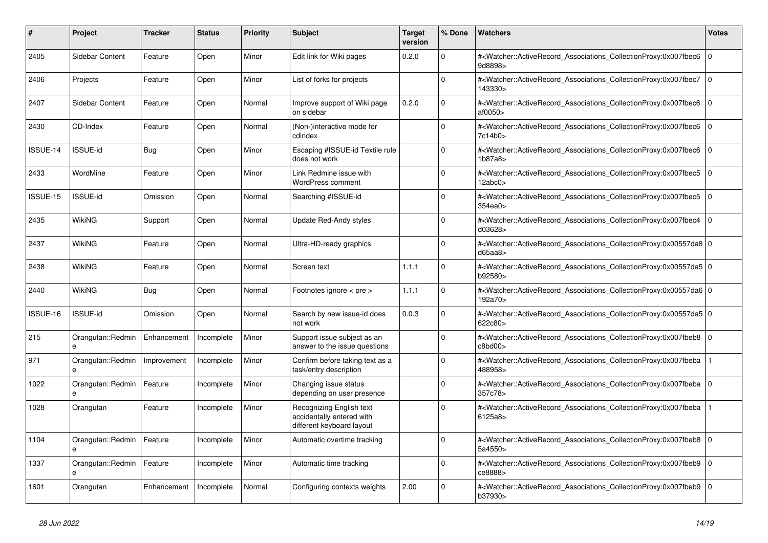| # | Project | Tracker | Status | Priority | Subject | Target version | % Done | Watchers | Votes |
|---|---|---|---|---|---|---|---|---|---|
| 2405 | Sidebar Content | Feature | Open | Minor | Edit link for Wiki pages | 0.2.0 | 0 | #<Watcher::ActiveRecord_Associations_CollectionProxy:0x007fbec69d8898> | 0 |
| 2406 | Projects | Feature | Open | Minor | List of forks for projects | | 0 | #<Watcher::ActiveRecord_Associations_CollectionProxy:0x007fbec7143330> | 0 |
| 2407 | Sidebar Content | Feature | Open | Normal | Improve support of Wiki page on sidebar | 0.2.0 | 0 | #<Watcher::ActiveRecord_Associations_CollectionProxy:0x007fbec6af0050> | 0 |
| 2430 | CD-Index | Feature | Open | Normal | (Non-)interactive mode for cdindex | | 0 | #<Watcher::ActiveRecord_Associations_CollectionProxy:0x007fbec67c14b0> | 0 |
| ISSUE-14 | ISSUE-id | Bug | Open | Minor | Escaping #ISSUE-id Textile rule does not work | | 0 | #<Watcher::ActiveRecord_Associations_CollectionProxy:0x007fbec61b87a8> | 0 |
| 2433 | WordMine | Feature | Open | Minor | Link Redmine issue with WordPress comment | | 0 | #<Watcher::ActiveRecord_Associations_CollectionProxy:0x007fbec512abc0> | 0 |
| ISSUE-15 | ISSUE-id | Omission | Open | Normal | Searching #ISSUE-id | | 0 | #<Watcher::ActiveRecord_Associations_CollectionProxy:0x007fbec5354ea0> | 0 |
| 2435 | WikiNG | Support | Open | Normal | Update Red-Andy styles | | 0 | #<Watcher::ActiveRecord_Associations_CollectionProxy:0x007fbec4d03628> | 0 |
| 2437 | WikiNG | Feature | Open | Normal | Ultra-HD-ready graphics | | 0 | #<Watcher::ActiveRecord_Associations_CollectionProxy:0x00557da8d65aa8> | 0 |
| 2438 | WikiNG | Feature | Open | Normal | Screen text | 1.1.1 | 0 | #<Watcher::ActiveRecord_Associations_CollectionProxy:0x00557da5b92580> | 0 |
| 2440 | WikiNG | Bug | Open | Normal | Footnotes ignore < pre > | 1.1.1 | 0 | #<Watcher::ActiveRecord_Associations_CollectionProxy:0x00557da6192a70> | 0 |
| ISSUE-16 | ISSUE-id | Omission | Open | Normal | Search by new issue-id does not work | 0.0.3 | 0 | #<Watcher::ActiveRecord_Associations_CollectionProxy:0x00557da5622c80> | 0 |
| 215 | Orangutan::Redmine | Enhancement | Incomplete | Minor | Support issue subject as an answer to the issue questions | | 0 | #<Watcher::ActiveRecord_Associations_CollectionProxy:0x007fbeb8c8bd00> | 0 |
| 971 | Orangutan::Redmine | Improvement | Incomplete | Minor | Confirm before taking text as a task/entry description | | 0 | #<Watcher::ActiveRecord_Associations_CollectionProxy:0x007fbeba488958> | 1 |
| 1022 | Orangutan::Redmine | Feature | Incomplete | Minor | Changing issue status depending on user presence | | 0 | #<Watcher::ActiveRecord_Associations_CollectionProxy:0x007fbeba357c78> | 0 |
| 1028 | Orangutan | Feature | Incomplete | Minor | Recognizing English text accidentally entered with different keyboard layout | | 0 | #<Watcher::ActiveRecord_Associations_CollectionProxy:0x007fbeba6125a8> | 1 |
| 1104 | Orangutan::Redmine | Feature | Incomplete | Minor | Automatic overtime tracking | | 0 | #<Watcher::ActiveRecord_Associations_CollectionProxy:0x007fbeb85a4550> | 0 |
| 1337 | Orangutan::Redmine | Feature | Incomplete | Minor | Automatic time tracking | | 0 | #<Watcher::ActiveRecord_Associations_CollectionProxy:0x007fbeb9ce8888> | 0 |
| 1601 | Orangutan | Enhancement | Incomplete | Normal | Configuring contexts weights | 2.00 | 0 | #<Watcher::ActiveRecord_Associations_CollectionProxy:0x007fbeb9b37930> | 0 |

*28 Jun 2022*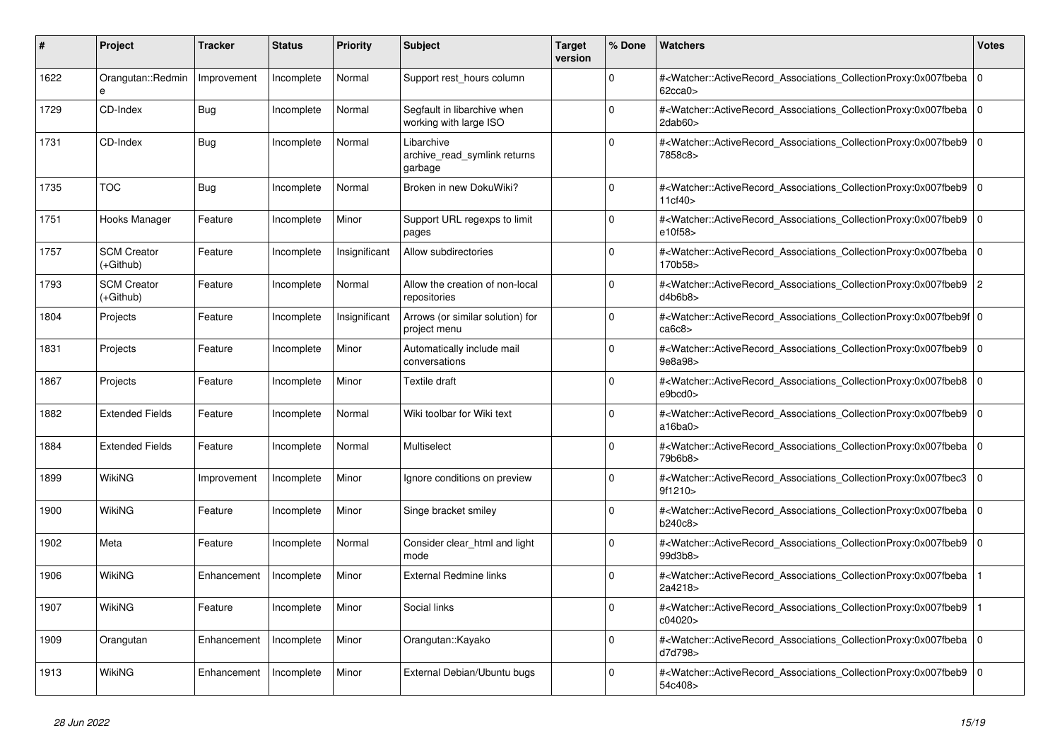| # | Project | Tracker | Status | Priority | Subject | Target version | % Done | Watchers | Votes |
|---|---|---|---|---|---|---|---|---|---|
| 1622 | Orangutan::Redmine | Improvement | Incomplete | Normal | Support rest_hours column | | 0 | #<Watcher::ActiveRecord_Associations_CollectionProxy:0x007fbeba62cca0> | 0 |
| 1729 | CD-Index | Bug | Incomplete | Normal | Segfault in libarchive when working with large ISO | | 0 | #<Watcher::ActiveRecord_Associations_CollectionProxy:0x007fbeba2dab60> | 0 |
| 1731 | CD-Index | Bug | Incomplete | Normal | Libarchive archive_read_symlink returns garbage | | 0 | #<Watcher::ActiveRecord_Associations_CollectionProxy:0x007fbeb97858c8> | 0 |
| 1735 | TOC | Bug | Incomplete | Normal | Broken in new DokuWiki? | | 0 | #<Watcher::ActiveRecord_Associations_CollectionProxy:0x007fbeb911cf40> | 0 |
| 1751 | Hooks Manager | Feature | Incomplete | Minor | Support URL regexps to limit pages | | 0 | #<Watcher::ActiveRecord_Associations_CollectionProxy:0x007fbeb9e10f58> | 0 |
| 1757 | SCM Creator (+Github) | Feature | Incomplete | Insignificant | Allow subdirectories | | 0 | #<Watcher::ActiveRecord_Associations_CollectionProxy:0x007fbeba170b58> | 0 |
| 1793 | SCM Creator (+Github) | Feature | Incomplete | Normal | Allow the creation of non-local repositories | | 0 | #<Watcher::ActiveRecord_Associations_CollectionProxy:0x007fbeb9d4b6b8> | 2 |
| 1804 | Projects | Feature | Incomplete | Insignificant | Arrows (or similar solution) for project menu | | 0 | #<Watcher::ActiveRecord_Associations_CollectionProxy:0x007fbeb9fca6c8> | 0 |
| 1831 | Projects | Feature | Incomplete | Minor | Automatically include mail conversations | | 0 | #<Watcher::ActiveRecord_Associations_CollectionProxy:0x007fbeb99e8a98> | 0 |
| 1867 | Projects | Feature | Incomplete | Minor | Textile draft | | 0 | #<Watcher::ActiveRecord_Associations_CollectionProxy:0x007fbeb8e9bcd0> | 0 |
| 1882 | Extended Fields | Feature | Incomplete | Normal | Wiki toolbar for Wiki text | | 0 | #<Watcher::ActiveRecord_Associations_CollectionProxy:0x007fbeb9a16ba0> | 0 |
| 1884 | Extended Fields | Feature | Incomplete | Normal | Multiselect | | 0 | #<Watcher::ActiveRecord_Associations_CollectionProxy:0x007fbeba79b6b8> | 0 |
| 1899 | WikiNG | Improvement | Incomplete | Minor | Ignore conditions on preview | | 0 | #<Watcher::ActiveRecord_Associations_CollectionProxy:0x007fbec39f1210> | 0 |
| 1900 | WikiNG | Feature | Incomplete | Minor | Singe bracket smiley | | 0 | #<Watcher::ActiveRecord_Associations_CollectionProxy:0x007fbebab240c8> | 0 |
| 1902 | Meta | Feature | Incomplete | Normal | Consider clear_html and light mode | | 0 | #<Watcher::ActiveRecord_Associations_CollectionProxy:0x007fbeb999d3b8> | 0 |
| 1906 | WikiNG | Enhancement | Incomplete | Minor | External Redmine links | | 0 | #<Watcher::ActiveRecord_Associations_CollectionProxy:0x007fbeba2a4218> | 1 |
| 1907 | WikiNG | Feature | Incomplete | Minor | Social links | | 0 | #<Watcher::ActiveRecord_Associations_CollectionProxy:0x007fbeb9c04020> | 1 |
| 1909 | Orangutan | Enhancement | Incomplete | Minor | Orangutan::Kayako | | 0 | #<Watcher::ActiveRecord_Associations_CollectionProxy:0x007fbebad7d798> | 0 |
| 1913 | WikiNG | Enhancement | Incomplete | Minor | External Debian/Ubuntu bugs | | 0 | #<Watcher::ActiveRecord_Associations_CollectionProxy:0x007fbeb954c408> | 0 |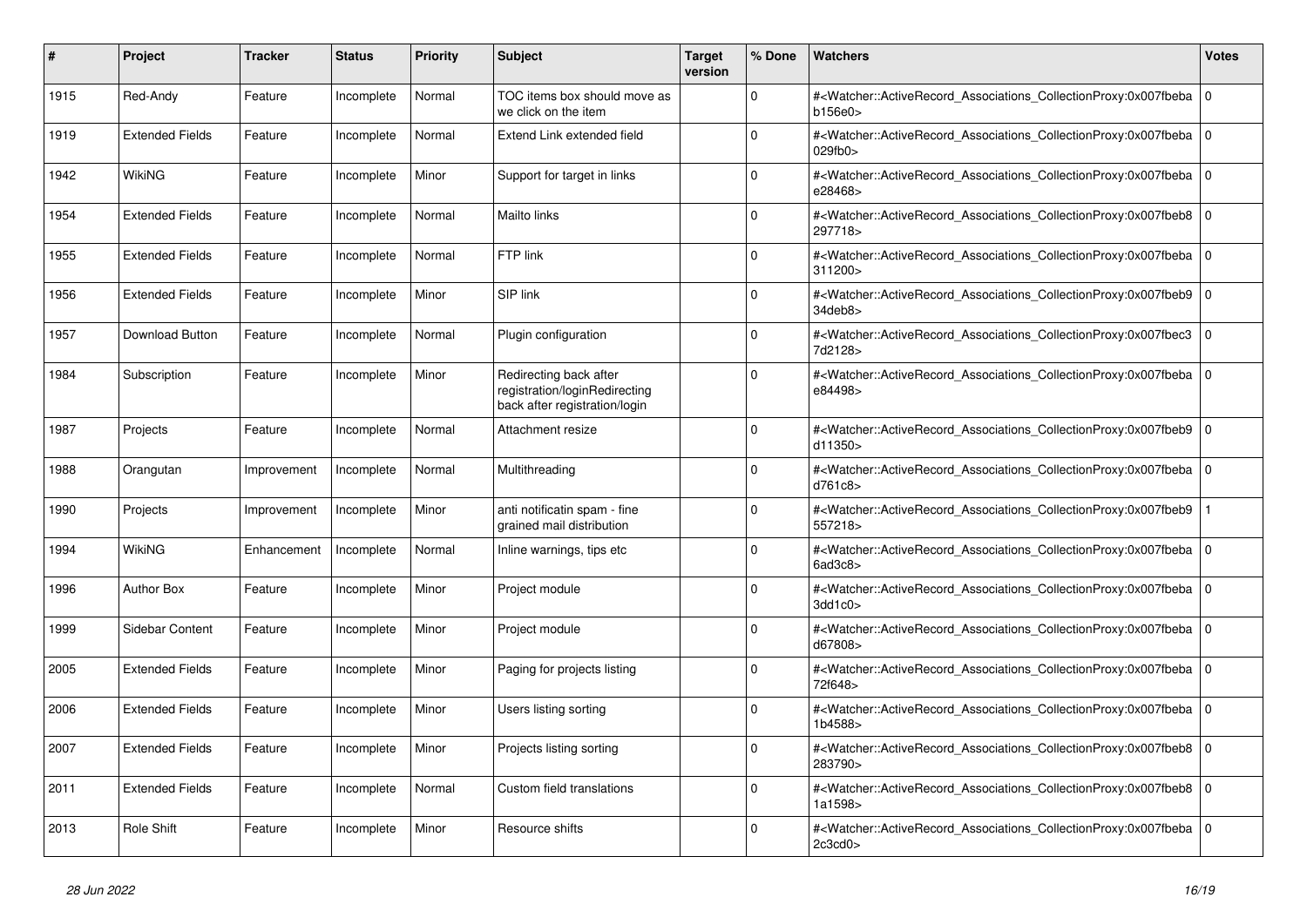| # | Project | Tracker | Status | Priority | Subject | Target version | % Done | Watchers | Votes |
|---|---|---|---|---|---|---|---|---|---|
| 1915 | Red-Andy | Feature | Incomplete | Normal | TOC items box should move as we click on the item | | 0 | #<Watcher::ActiveRecord_Associations_CollectionProxy:0x007fbeba b156e0> | 0 |
| 1919 | Extended Fields | Feature | Incomplete | Normal | Extend Link extended field | | 0 | #<Watcher::ActiveRecord_Associations_CollectionProxy:0x007fbeba 029fb0> | 0 |
| 1942 | WikiNG | Feature | Incomplete | Minor | Support for target in links | | 0 | #<Watcher::ActiveRecord_Associations_CollectionProxy:0x007fbeba e28468> | 0 |
| 1954 | Extended Fields | Feature | Incomplete | Normal | Mailto links | | 0 | #<Watcher::ActiveRecord_Associations_CollectionProxy:0x007fbeb8 297718> | 0 |
| 1955 | Extended Fields | Feature | Incomplete | Normal | FTP link | | 0 | #<Watcher::ActiveRecord_Associations_CollectionProxy:0x007fbeba 311200> | 0 |
| 1956 | Extended Fields | Feature | Incomplete | Minor | SIP link | | 0 | #<Watcher::ActiveRecord_Associations_CollectionProxy:0x007fbeb9 34deb8> | 0 |
| 1957 | Download Button | Feature | Incomplete | Normal | Plugin configuration | | 0 | #<Watcher::ActiveRecord_Associations_CollectionProxy:0x007fbec3 7d2128> | 0 |
| 1984 | Subscription | Feature | Incomplete | Minor | Redirecting back after registration/loginRedirecting back after registration/login | | 0 | #<Watcher::ActiveRecord_Associations_CollectionProxy:0x007fbeba e84498> | 0 |
| 1987 | Projects | Feature | Incomplete | Normal | Attachment resize | | 0 | #<Watcher::ActiveRecord_Associations_CollectionProxy:0x007fbeb9 d11350> | 0 |
| 1988 | Orangutan | Improvement | Incomplete | Normal | Multithreading | | 0 | #<Watcher::ActiveRecord_Associations_CollectionProxy:0x007fbeba d761c8> | 0 |
| 1990 | Projects | Improvement | Incomplete | Minor | anti notificatin spam - fine grained mail distribution | | 0 | #<Watcher::ActiveRecord_Associations_CollectionProxy:0x007fbeb9 557218> | 1 |
| 1994 | WikiNG | Enhancement | Incomplete | Normal | Inline warnings, tips etc | | 0 | #<Watcher::ActiveRecord_Associations_CollectionProxy:0x007fbeba 6ad3c8> | 0 |
| 1996 | Author Box | Feature | Incomplete | Minor | Project module | | 0 | #<Watcher::ActiveRecord_Associations_CollectionProxy:0x007fbeba 3dd1c0> | 0 |
| 1999 | Sidebar Content | Feature | Incomplete | Minor | Project module | | 0 | #<Watcher::ActiveRecord_Associations_CollectionProxy:0x007fbeba d67808> | 0 |
| 2005 | Extended Fields | Feature | Incomplete | Minor | Paging for projects listing | | 0 | #<Watcher::ActiveRecord_Associations_CollectionProxy:0x007fbeba 72f648> | 0 |
| 2006 | Extended Fields | Feature | Incomplete | Minor | Users listing sorting | | 0 | #<Watcher::ActiveRecord_Associations_CollectionProxy:0x007fbeba 1b4588> | 0 |
| 2007 | Extended Fields | Feature | Incomplete | Minor | Projects listing sorting | | 0 | #<Watcher::ActiveRecord_Associations_CollectionProxy:0x007fbeb8 283790> | 0 |
| 2011 | Extended Fields | Feature | Incomplete | Normal | Custom field translations | | 0 | #<Watcher::ActiveRecord_Associations_CollectionProxy:0x007fbeb8 1a1598> | 0 |
| 2013 | Role Shift | Feature | Incomplete | Minor | Resource shifts | | 0 | #<Watcher::ActiveRecord_Associations_CollectionProxy:0x007fbeba 2c3cd0> | 0 |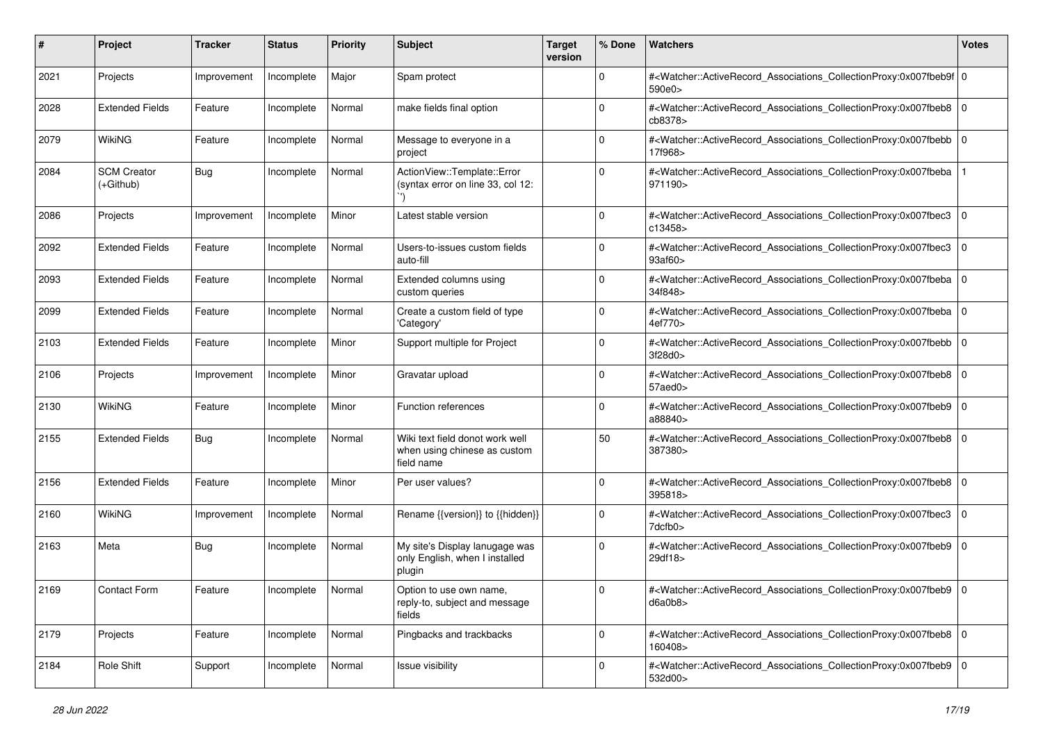| # | Project | Tracker | Status | Priority | Subject | Target version | % Done | Watchers | Votes |
|---|---|---|---|---|---|---|---|---|---|
| 2021 | Projects | Improvement | Incomplete | Major | Spam protect | | 0 | #<Watcher::ActiveRecord_Associations_CollectionProxy:0x007fbeb9f590e0> | 0 |
| 2028 | Extended Fields | Feature | Incomplete | Normal | make fields final option | | 0 | #<Watcher::ActiveRecord_Associations_CollectionProxy:0x007fbeb8cb8378> | 0 |
| 2079 | WikiNG | Feature | Incomplete | Normal | Message to everyone in a project | | 0 | #<Watcher::ActiveRecord_Associations_CollectionProxy:0x007fbebb17f968> | 0 |
| 2084 | SCM Creator (+Github) | Bug | Incomplete | Normal | ActionView::Template::Error (syntax error on line 33, col 12: `') | | 0 | #<Watcher::ActiveRecord_Associations_CollectionProxy:0x007fbeba971190> | 1 |
| 2086 | Projects | Improvement | Incomplete | Minor | Latest stable version | | 0 | #<Watcher::ActiveRecord_Associations_CollectionProxy:0x007fbec3c13458> | 0 |
| 2092 | Extended Fields | Feature | Incomplete | Normal | Users-to-issues custom fields auto-fill | | 0 | #<Watcher::ActiveRecord_Associations_CollectionProxy:0x007fbec393af60> | 0 |
| 2093 | Extended Fields | Feature | Incomplete | Normal | Extended columns using custom queries | | 0 | #<Watcher::ActiveRecord_Associations_CollectionProxy:0x007fbeba34f848> | 0 |
| 2099 | Extended Fields | Feature | Incomplete | Normal | Create a custom field of type 'Category' | | 0 | #<Watcher::ActiveRecord_Associations_CollectionProxy:0x007fbeba4ef770> | 0 |
| 2103 | Extended Fields | Feature | Incomplete | Minor | Support multiple for Project | | 0 | #<Watcher::ActiveRecord_Associations_CollectionProxy:0x007fbebb3f28d0> | 0 |
| 2106 | Projects | Improvement | Incomplete | Minor | Gravatar upload | | 0 | #<Watcher::ActiveRecord_Associations_CollectionProxy:0x007fbeb857aed0> | 0 |
| 2130 | WikiNG | Feature | Incomplete | Minor | Function references | | 0 | #<Watcher::ActiveRecord_Associations_CollectionProxy:0x007fbeb9a88840> | 0 |
| 2155 | Extended Fields | Bug | Incomplete | Normal | Wiki text field donot work well when using chinese as custom field name | | 50 | #<Watcher::ActiveRecord_Associations_CollectionProxy:0x007fbeb8387380> | 0 |
| 2156 | Extended Fields | Feature | Incomplete | Minor | Per user values? | | 0 | #<Watcher::ActiveRecord_Associations_CollectionProxy:0x007fbeb8395818> | 0 |
| 2160 | WikiNG | Improvement | Incomplete | Normal | Rename {{version}} to {{hidden}} | | 0 | #<Watcher::ActiveRecord_Associations_CollectionProxy:0x007fbec37dcfb0> | 0 |
| 2163 | Meta | Bug | Incomplete | Normal | My site's Display lanugage was only English, when I installed plugin | | 0 | #<Watcher::ActiveRecord_Associations_CollectionProxy:0x007fbeb929df18> | 0 |
| 2169 | Contact Form | Feature | Incomplete | Normal | Option to use own name, reply-to, subject and message fields | | 0 | #<Watcher::ActiveRecord_Associations_CollectionProxy:0x007fbeb9d6a0b8> | 0 |
| 2179 | Projects | Feature | Incomplete | Normal | Pingbacks and trackbacks | | 0 | #<Watcher::ActiveRecord_Associations_CollectionProxy:0x007fbeb8160408> | 0 |
| 2184 | Role Shift | Support | Incomplete | Normal | Issue visibility | | 0 | #<Watcher::ActiveRecord_Associations_CollectionProxy:0x007fbeb9532d00> | 0 |

*28 Jun 2022*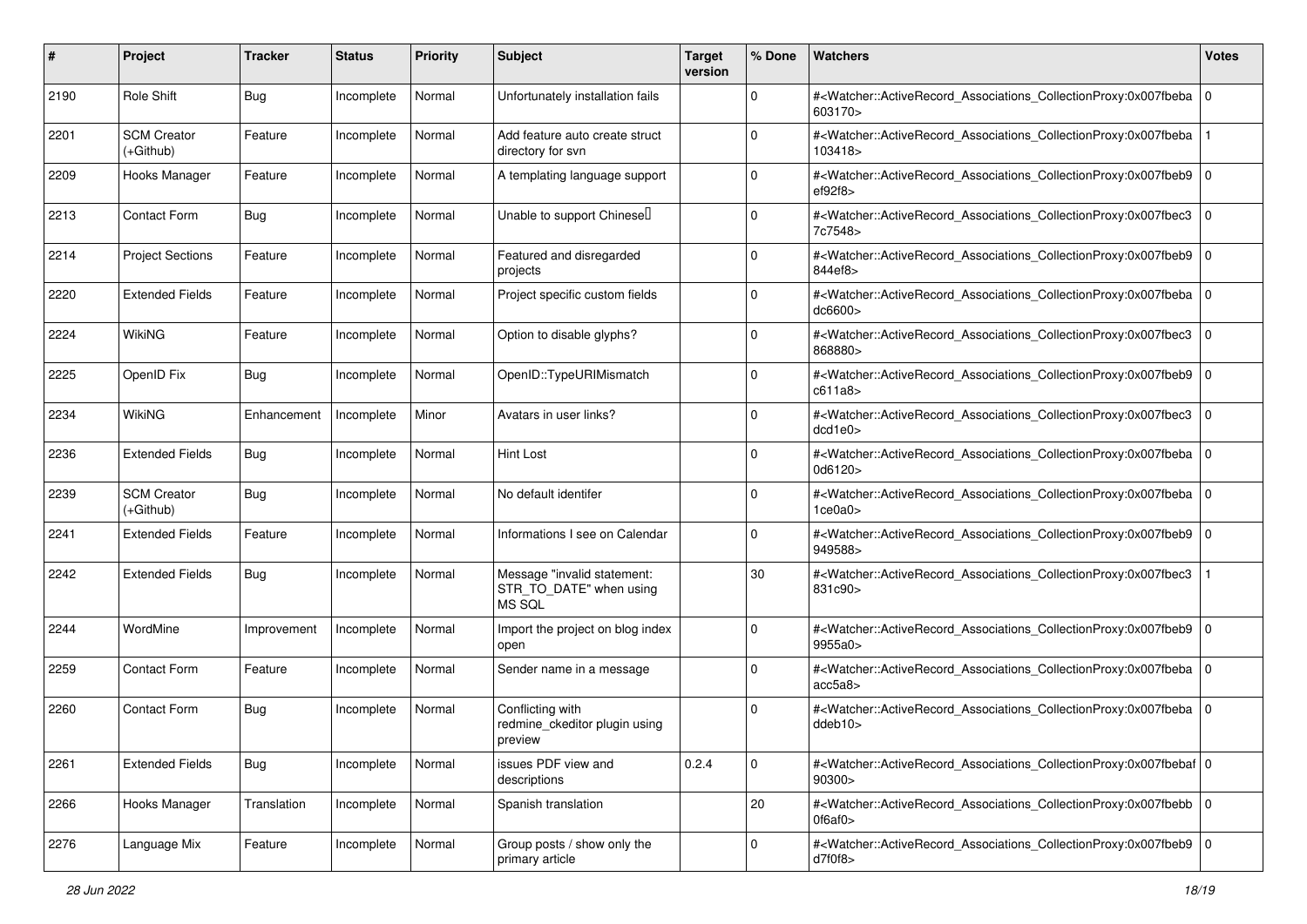| # | Project | Tracker | Status | Priority | Subject | Target version | % Done | Watchers | Votes |
|---|---|---|---|---|---|---|---|---|---|
| 2190 | Role Shift | Bug | Incomplete | Normal | Unfortunately installation fails | | 0 | #<Watcher::ActiveRecord_Associations_CollectionProxy:0x007fbeba603170> | 0 |
| 2201 | SCM Creator (+Github) | Feature | Incomplete | Normal | Add feature auto create struct directory for svn | | 0 | #<Watcher::ActiveRecord_Associations_CollectionProxy:0x007fbeba103418> | 1 |
| 2209 | Hooks Manager | Feature | Incomplete | Normal | A templating language support | | 0 | #<Watcher::ActiveRecord_Associations_CollectionProxy:0x007fbeb9ef92f8> | 0 |
| 2213 | Contact Form | Bug | Incomplete | Normal | Unable to support Chinese | | 0 | #<Watcher::ActiveRecord_Associations_CollectionProxy:0x007fbec37c7548> | 0 |
| 2214 | Project Sections | Feature | Incomplete | Normal | Featured and disregarded projects | | 0 | #<Watcher::ActiveRecord_Associations_CollectionProxy:0x007fbeb9844ef8> | 0 |
| 2220 | Extended Fields | Feature | Incomplete | Normal | Project specific custom fields | | 0 | #<Watcher::ActiveRecord_Associations_CollectionProxy:0x007fbebadc6600> | 0 |
| 2224 | WikiNG | Feature | Incomplete | Normal | Option to disable glyphs? | | 0 | #<Watcher::ActiveRecord_Associations_CollectionProxy:0x007fbec3868880> | 0 |
| 2225 | OpenID Fix | Bug | Incomplete | Normal | OpenID::TypeURIMismatch | | 0 | #<Watcher::ActiveRecord_Associations_CollectionProxy:0x007fbeb9c611a8> | 0 |
| 2234 | WikiNG | Enhancement | Incomplete | Minor | Avatars in user links? | | 0 | #<Watcher::ActiveRecord_Associations_CollectionProxy:0x007fbec3dcd1e0> | 0 |
| 2236 | Extended Fields | Bug | Incomplete | Normal | Hint Lost | | 0 | #<Watcher::ActiveRecord_Associations_CollectionProxy:0x007fbeba0d6120> | 0 |
| 2239 | SCM Creator (+Github) | Bug | Incomplete | Normal | No default identifer | | 0 | #<Watcher::ActiveRecord_Associations_CollectionProxy:0x007fbeba1ce0a0> | 0 |
| 2241 | Extended Fields | Feature | Incomplete | Normal | Informations I see on Calendar | | 0 | #<Watcher::ActiveRecord_Associations_CollectionProxy:0x007fbeb9949588> | 0 |
| 2242 | Extended Fields | Bug | Incomplete | Normal | Message "invalid statement: STR_TO_DATE" when using MS SQL | | 30 | #<Watcher::ActiveRecord_Associations_CollectionProxy:0x007fbec3831c90> | 1 |
| 2244 | WordMine | Improvement | Incomplete | Normal | Import the project on blog index open | | 0 | #<Watcher::ActiveRecord_Associations_CollectionProxy:0x007fbeb99955a0> | 0 |
| 2259 | Contact Form | Feature | Incomplete | Normal | Sender name in a message | | 0 | #<Watcher::ActiveRecord_Associations_CollectionProxy:0x007fbebaacc5a8> | 0 |
| 2260 | Contact Form | Bug | Incomplete | Normal | Conflicting with redmine_ckeditor plugin using preview | | 0 | #<Watcher::ActiveRecord_Associations_CollectionProxy:0x007fbebaddeb10> | 0 |
| 2261 | Extended Fields | Bug | Incomplete | Normal | issues PDF view and descriptions | 0.2.4 | 0 | #<Watcher::ActiveRecord_Associations_CollectionProxy:0x007fbebaf90300> | 0 |
| 2266 | Hooks Manager | Translation | Incomplete | Normal | Spanish translation | | 20 | #<Watcher::ActiveRecord_Associations_CollectionProxy:0x007fbebb0f6af0> | 0 |
| 2276 | Language Mix | Feature | Incomplete | Normal | Group posts / show only the primary article | | 0 | #<Watcher::ActiveRecord_Associations_CollectionProxy:0x007fbeb9d7f0f8> | 0 |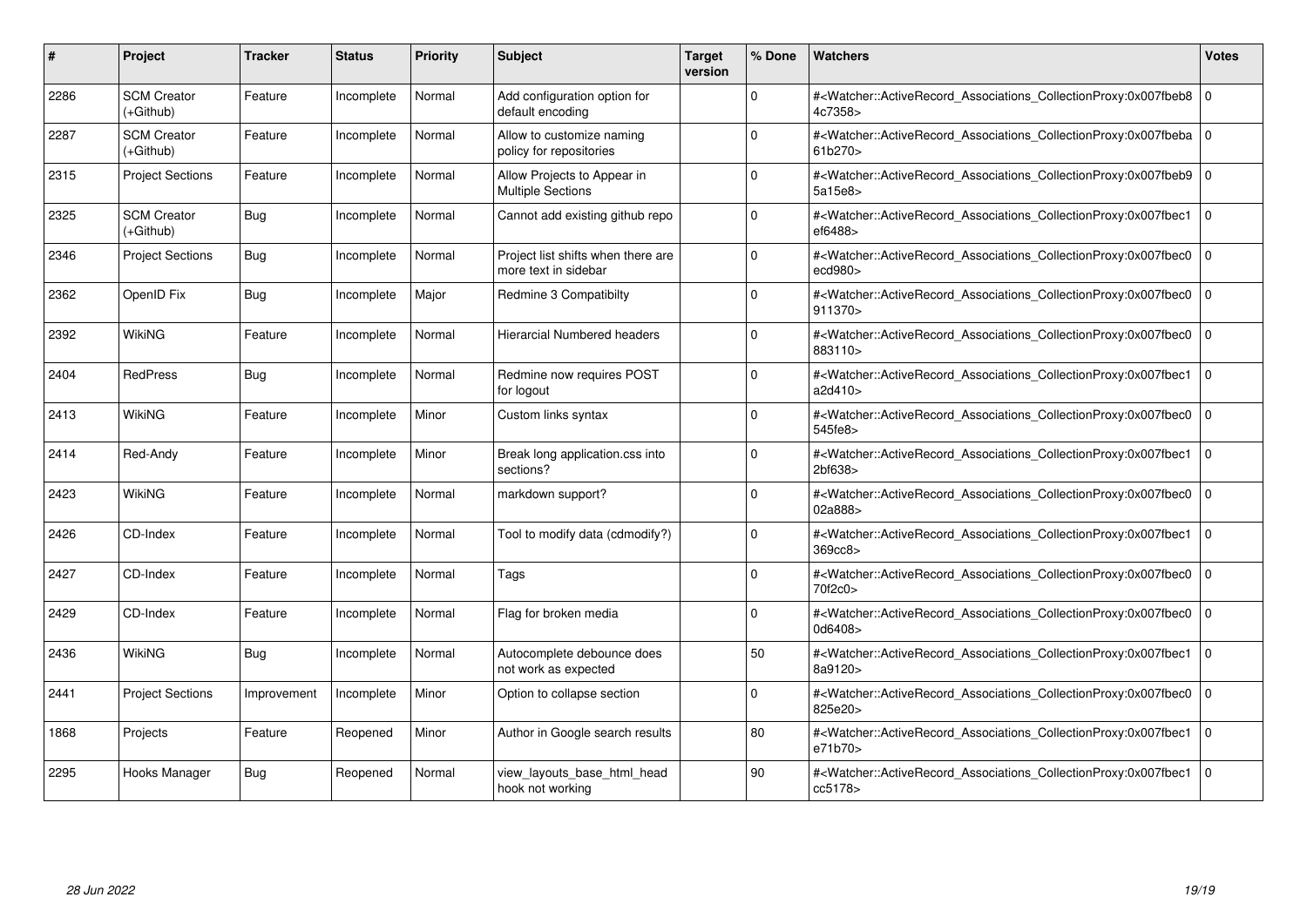| # | Project | Tracker | Status | Priority | Subject | Target version | % Done | Watchers | Votes |
|---|---|---|---|---|---|---|---|---|---|
| 2286 | SCM Creator (+Github) | Feature | Incomplete | Normal | Add configuration option for default encoding | | 0 | #<Watcher::ActiveRecord_Associations_CollectionProxy:0x007fbeb84c7358> | 0 |
| 2287 | SCM Creator (+Github) | Feature | Incomplete | Normal | Allow to customize naming policy for repositories | | 0 | #<Watcher::ActiveRecord_Associations_CollectionProxy:0x007fbeba61b270> | 0 |
| 2315 | Project Sections | Feature | Incomplete | Normal | Allow Projects to Appear in Multiple Sections | | 0 | #<Watcher::ActiveRecord_Associations_CollectionProxy:0x007fbeb95a15e8> | 0 |
| 2325 | SCM Creator (+Github) | Bug | Incomplete | Normal | Cannot add existing github repo | | 0 | #<Watcher::ActiveRecord_Associations_CollectionProxy:0x007fbec1ef6488> | 0 |
| 2346 | Project Sections | Bug | Incomplete | Normal | Project list shifts when there are more text in sidebar | | 0 | #<Watcher::ActiveRecord_Associations_CollectionProxy:0x007fbec0ecd980> | 0 |
| 2362 | OpenID Fix | Bug | Incomplete | Major | Redmine 3 Compatibilty | | 0 | #<Watcher::ActiveRecord_Associations_CollectionProxy:0x007fbec0911370> | 0 |
| 2392 | WikiNG | Feature | Incomplete | Normal | Hierarcial Numbered headers | | 0 | #<Watcher::ActiveRecord_Associations_CollectionProxy:0x007fbec0883110> | 0 |
| 2404 | RedPress | Bug | Incomplete | Normal | Redmine now requires POST for logout | | 0 | #<Watcher::ActiveRecord_Associations_CollectionProxy:0x007fbec1a2d410> | 0 |
| 2413 | WikiNG | Feature | Incomplete | Minor | Custom links syntax | | 0 | #<Watcher::ActiveRecord_Associations_CollectionProxy:0x007fbec0545fe8> | 0 |
| 2414 | Red-Andy | Feature | Incomplete | Minor | Break long application.css into sections? | | 0 | #<Watcher::ActiveRecord_Associations_CollectionProxy:0x007fbec12bf638> | 0 |
| 2423 | WikiNG | Feature | Incomplete | Normal | markdown support? | | 0 | #<Watcher::ActiveRecord_Associations_CollectionProxy:0x007fbec002a888> | 0 |
| 2426 | CD-Index | Feature | Incomplete | Normal | Tool to modify data (cdmodify?) | | 0 | #<Watcher::ActiveRecord_Associations_CollectionProxy:0x007fbec1369cc8> | 0 |
| 2427 | CD-Index | Feature | Incomplete | Normal | Tags | | 0 | #<Watcher::ActiveRecord_Associations_CollectionProxy:0x007fbec070f2c0> | 0 |
| 2429 | CD-Index | Feature | Incomplete | Normal | Flag for broken media | | 0 | #<Watcher::ActiveRecord_Associations_CollectionProxy:0x007fbec00d6408> | 0 |
| 2436 | WikiNG | Bug | Incomplete | Normal | Autocomplete debounce does not work as expected | | 50 | #<Watcher::ActiveRecord_Associations_CollectionProxy:0x007fbec18a9120> | 0 |
| 2441 | Project Sections | Improvement | Incomplete | Minor | Option to collapse section | | 0 | #<Watcher::ActiveRecord_Associations_CollectionProxy:0x007fbec0825e20> | 0 |
| 1868 | Projects | Feature | Reopened | Minor | Author in Google search results | | 80 | #<Watcher::ActiveRecord_Associations_CollectionProxy:0x007fbec1e71b70> | 0 |
| 2295 | Hooks Manager | Bug | Reopened | Normal | view_layouts_base_html_head hook not working | | 90 | #<Watcher::ActiveRecord_Associations_CollectionProxy:0x007fbec1cc5178> | 0 |

*28 Jun 2022*